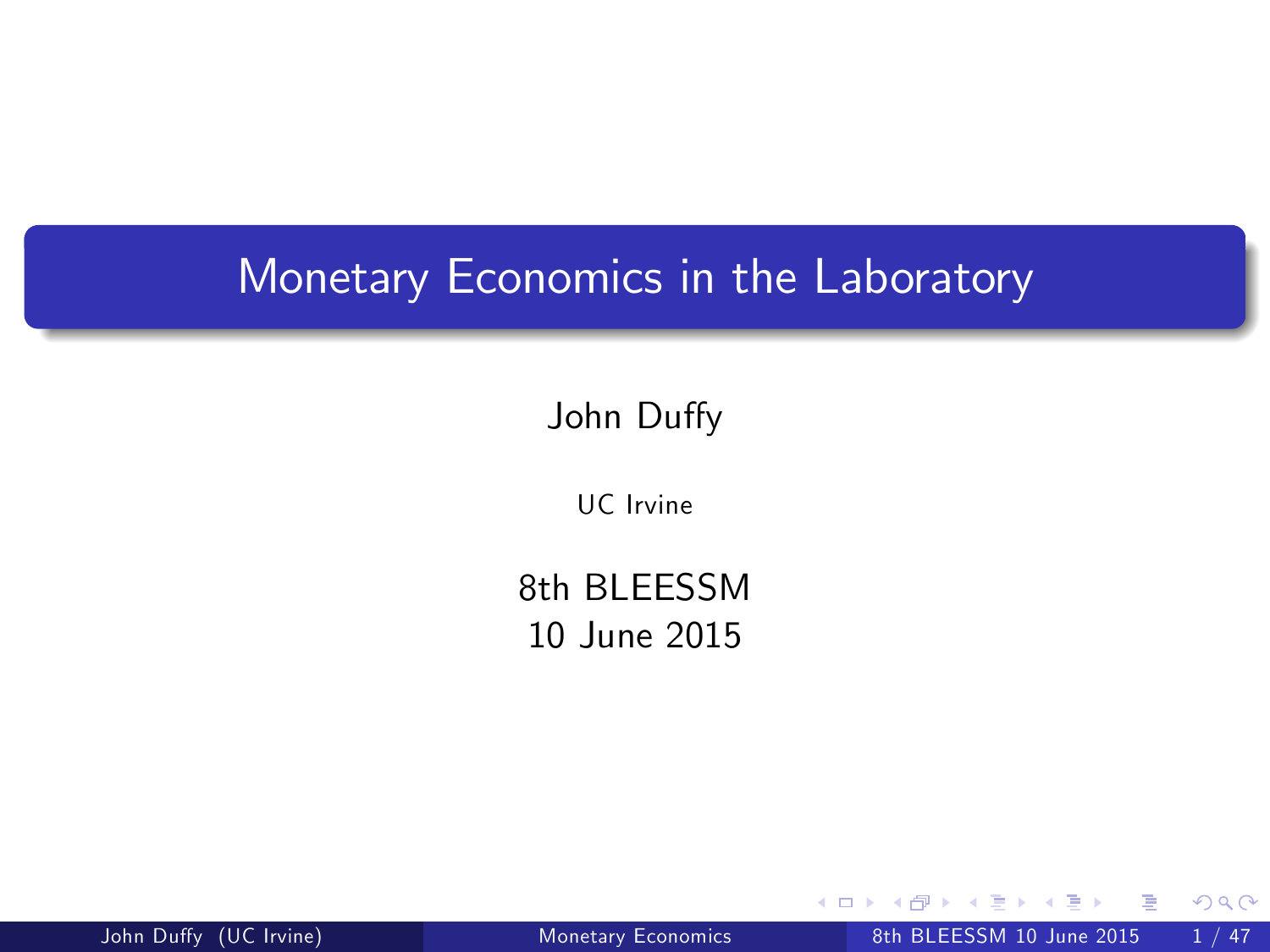# Monetary Economics in the Laboratory

John Duffy

UC Irvine

8th BLEESSM
10 June 2015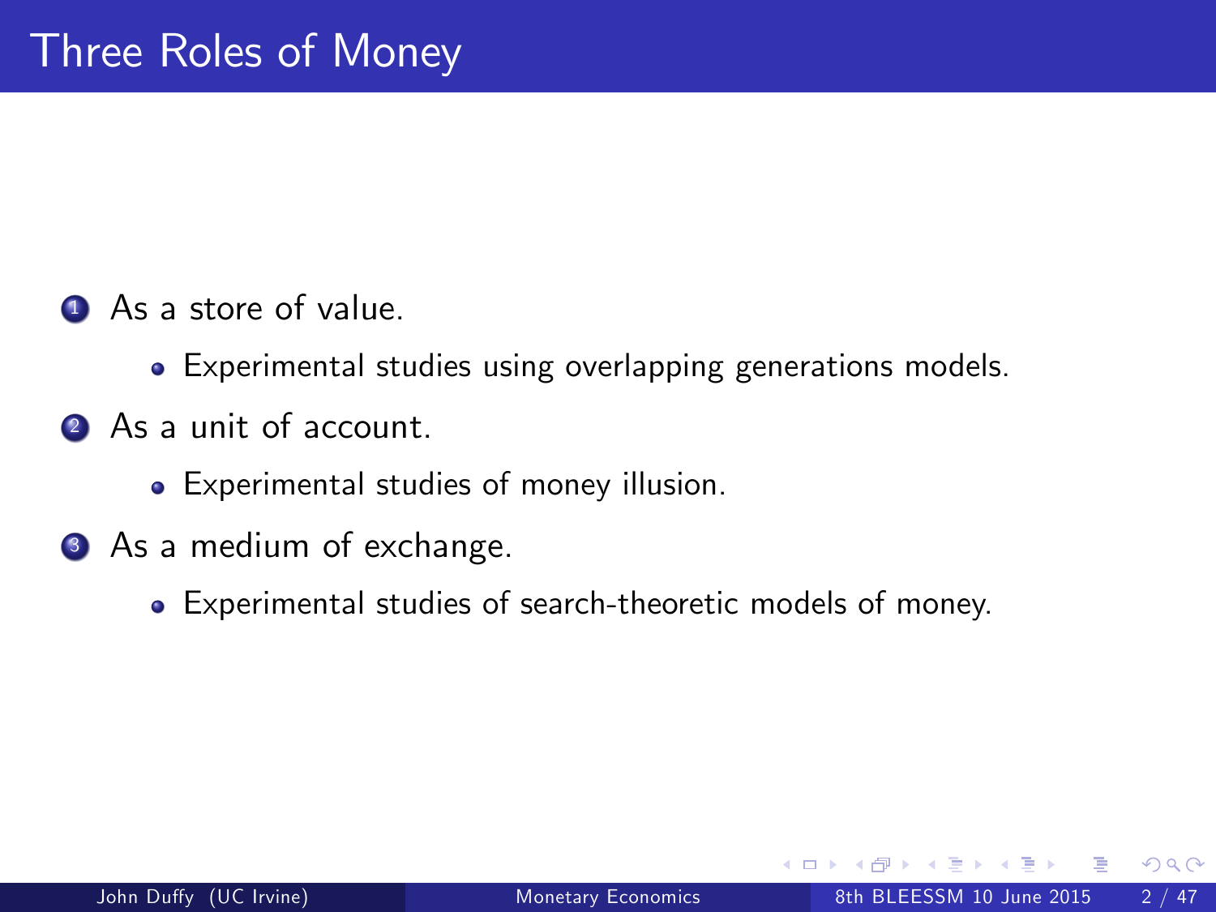# Three Roles of Money

1. As a store of value.
   - Experimental studies using overlapping generations models.
2. As a unit of account.
   - Experimental studies of money illusion.
3. As a medium of exchange.
   - Experimental studies of search-theoretic models of money.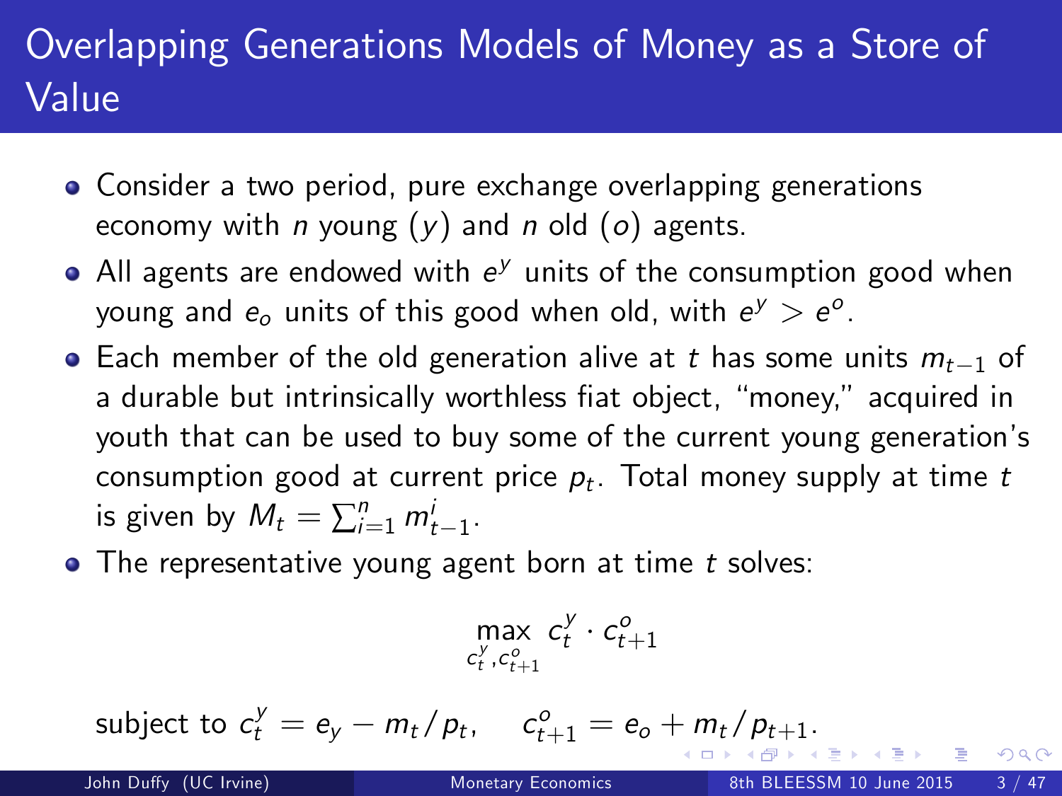# Overlapping Generations Models of Money as a Store of Value

- Consider a two period, pure exchange overlapping generations economy with $n$ young ($y$) and $n$ old ($o$) agents.
- All agents are endowed with $e^y$ units of the consumption good when young and $e_o$ units of this good when old, with $e^y > e^o$.
- Each member of the old generation alive at $t$ has some units $m_{t-1}$ of a durable but intrinsically worthless fiat object, "money," acquired in youth that can be used to buy some of the current young generation's consumption good at current price $p_t$. Total money supply at time $t$ is given by $M_t = \sum_{i=1}^{n} m_{t-1}^i$.
- The representative young agent born at time $t$ solves:

$$\max_{c_t^y, c_{t+1}^o} c_t^y \cdot c_{t+1}^o$$

subject to $c_t^y = e_y - m_t / p_t, \quad c_{t+1}^o = e_o + m_t / p_{t+1}.$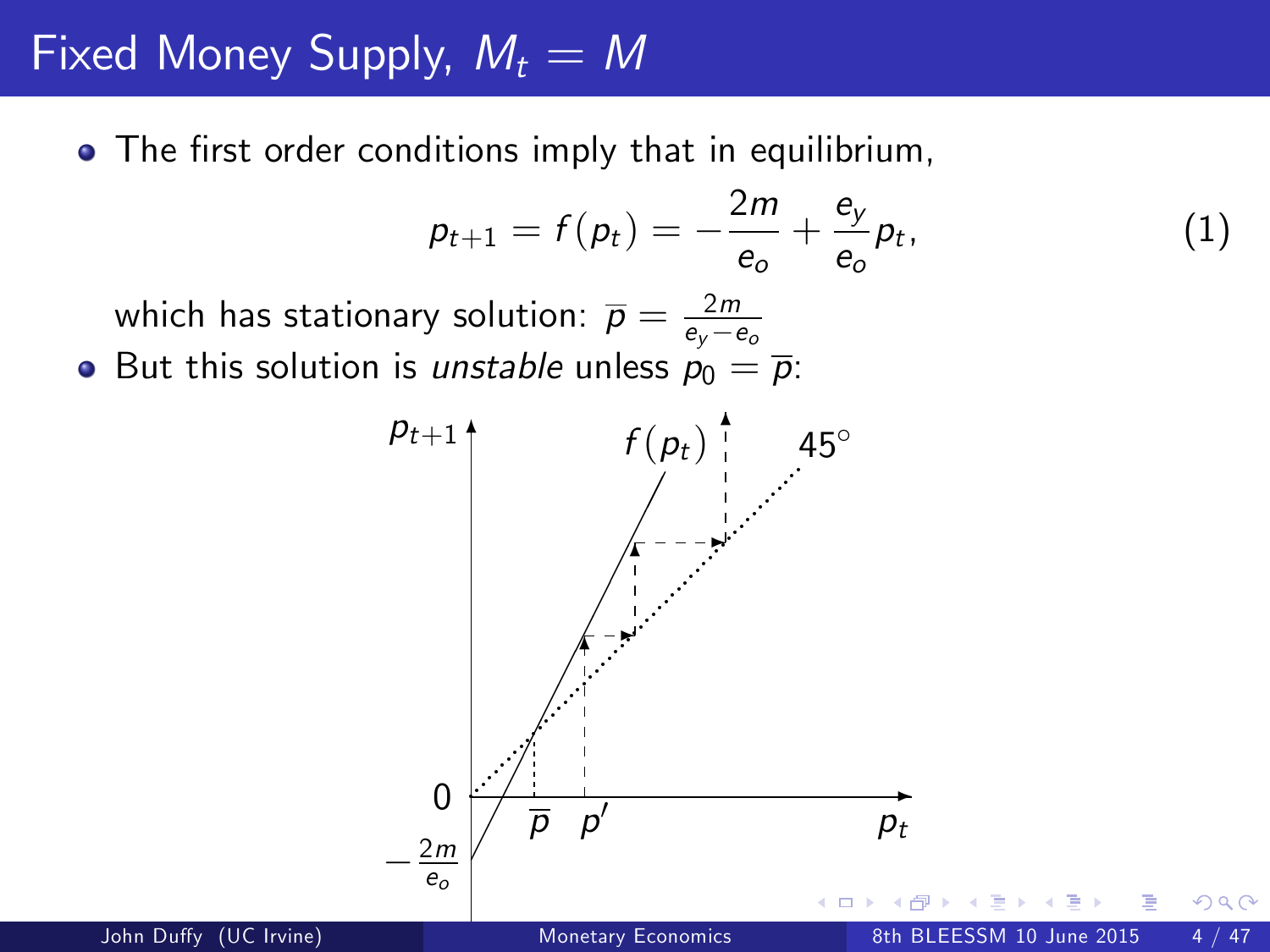# Fixed Money Supply, $M_t = M$

- The first order conditions imply that in equilibrium,

$$p_{t+1} = f(p_t) = -\frac{2m}{e_o} + \frac{e_y}{e_o} p_t, \tag{1}$$

  which has stationary solution: $\overline{p} = \frac{2m}{e_y - e_o}$

- But this solution is *unstable* unless $p_0 = \overline{p}$: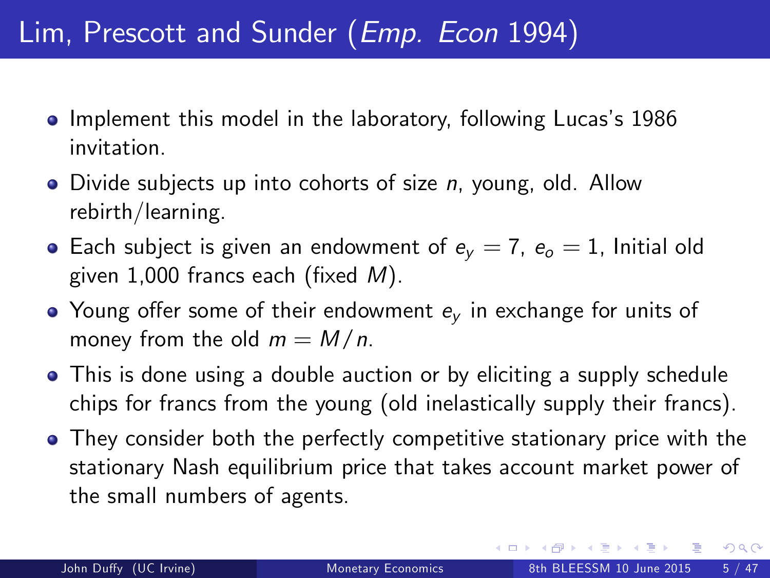# Lim, Prescott and Sunder (*Emp. Econ* 1994)

- Implement this model in the laboratory, following Lucas's 1986 invitation.
- Divide subjects up into cohorts of size $n$, young, old. Allow rebirth/learning.
- Each subject is given an endowment of $e_y = 7$, $e_o = 1$, Initial old given 1,000 francs each (fixed $M$).
- Young offer some of their endowment $e_y$ in exchange for units of money from the old $m = M/n$.
- This is done using a double auction or by eliciting a supply schedule chips for francs from the young (old inelastically supply their francs).
- They consider both the perfectly competitive stationary price with the stationary Nash equilibrium price that takes account market power of the small numbers of agents.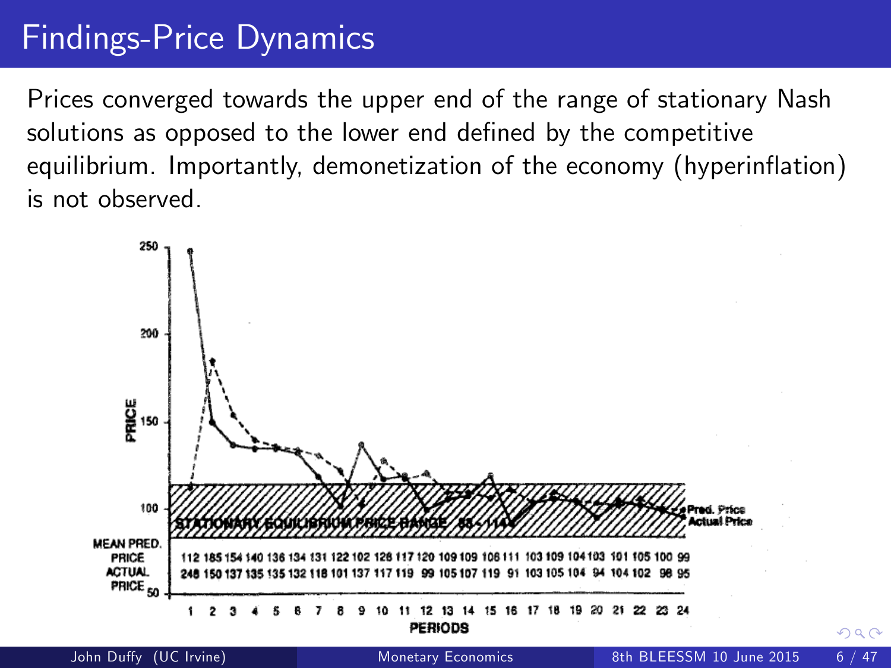# Findings-Price Dynamics

Prices converged towards the upper end of the range of stationary Nash solutions as opposed to the lower end defined by the competitive equilibrium. Importantly, demonetization of the economy (hyperinflation) is not observed.

| PERIODS | 1 | 2 | 3 | 4 | 5 | 6 | 7 | 8 | 9 | 10 | 11 | 12 | 13 | 14 | 15 | 16 | 17 | 18 | 19 | 20 | 21 | 22 | 23 | 24 |
|---|---|---|---|---|---|---|---|---|---|---|---|---|---|---|---|---|---|---|---|---|---|---|---|---|
| MEAN PRED. PRICE | 112 | 185 | 154 | 140 | 136 | 134 | 131 | 122 | 102 | 128 | 117 | 120 | 109 | 109 | 106 | 111 | 103 | 109 | 104 | 103 | 101 | 105 | 100 | 99 |
| ACTUAL PRICE | 248 | 150 | 137 | 135 | 135 | 132 | 118 | 101 | 137 | 117 | 119 | 99 | 105 | 107 | 119 | 91 | 103 | 105 | 104 | 94 | 104 | 102 | 98 | 95 |

STATIONARY EQUILIBRIUM PRICE RANGE 85 - 114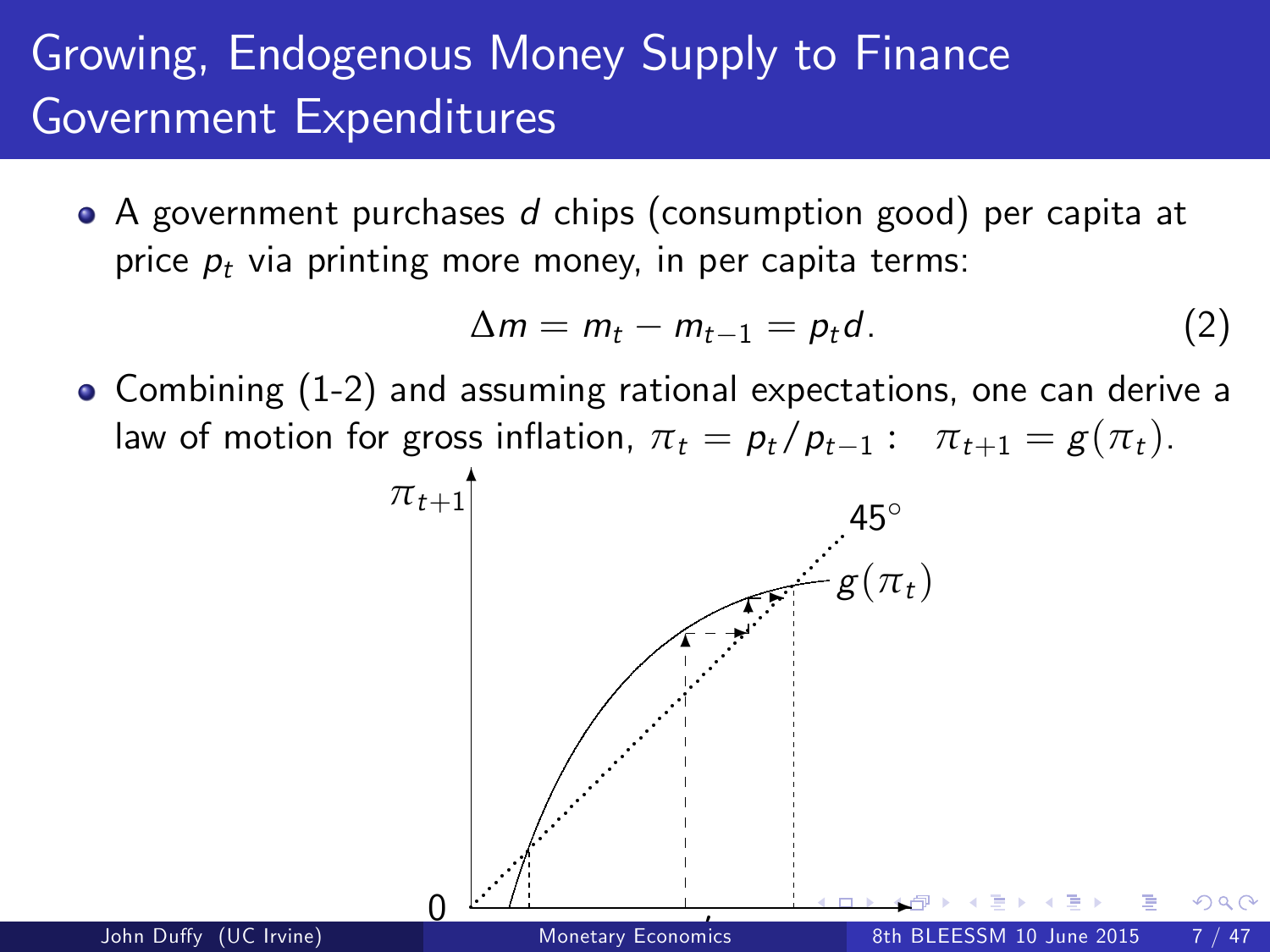# Growing, Endogenous Money Supply to Finance Government Expenditures

- A government purchases $d$ chips (consumption good) per capita at price $p_t$ via printing more money, in per capita terms:

$$\Delta m = m_t - m_{t-1} = p_t d. \tag{2}$$

- Combining (1-2) and assuming rational expectations, one can derive a law of motion for gross inflation, $\pi_t = p_t / p_{t-1}$ : $\pi_{t+1} = g(\pi_t)$.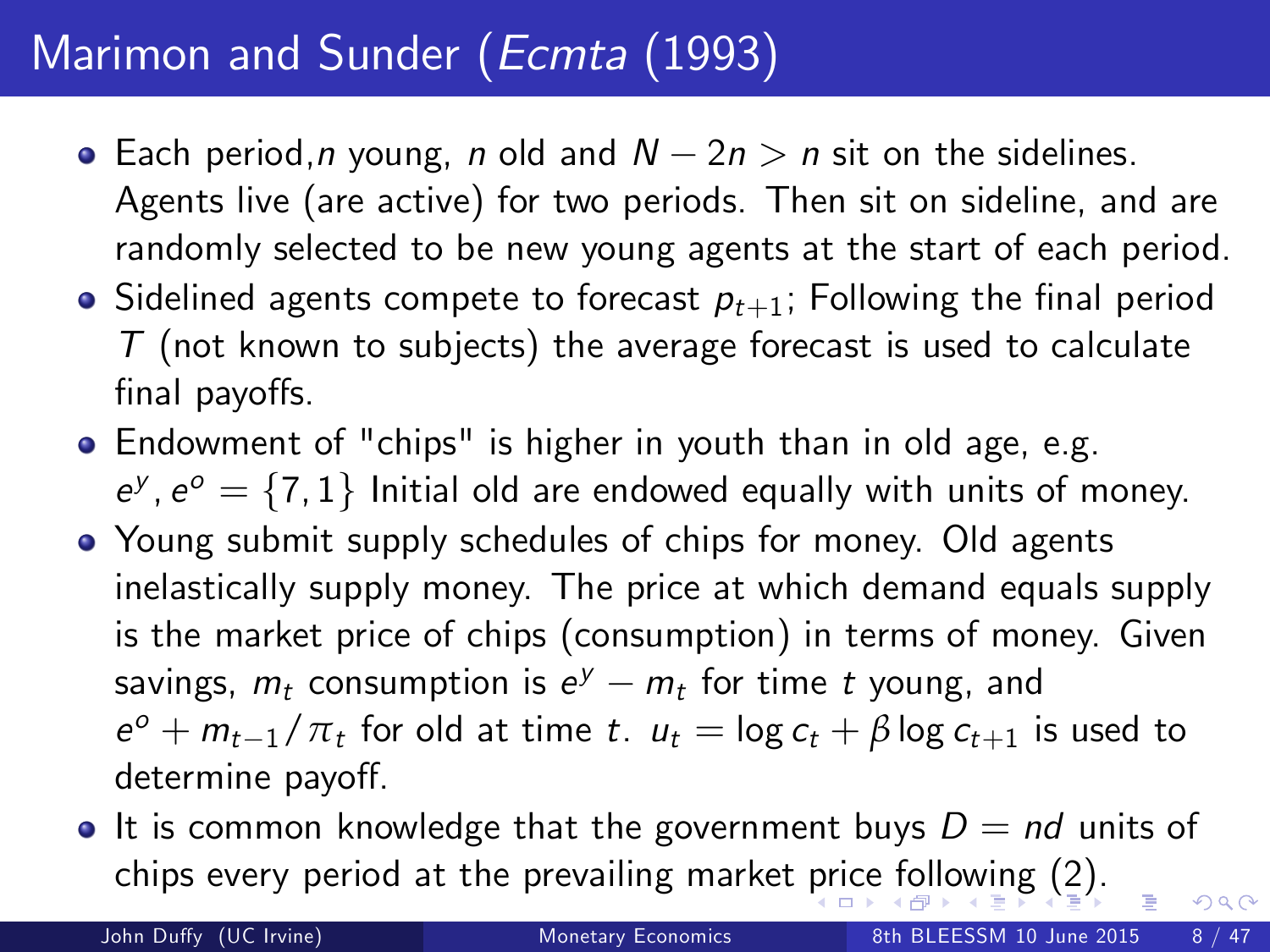# Marimon and Sunder (*Ecmta* (1993)

- Each period, $n$ young, $n$ old and $N - 2n > n$ sit on the sidelines. Agents live (are active) for two periods. Then sit on sideline, and are randomly selected to be new young agents at the start of each period.
- Sidelined agents compete to forecast $p_{t+1}$; Following the final period $T$ (not known to subjects) the average forecast is used to calculate final payoffs.
- Endowment of "chips" is higher in youth than in old age, e.g. $e^y, e^o = \{7, 1\}$ Initial old are endowed equally with units of money.
- Young submit supply schedules of chips for money. Old agents inelastically supply money. The price at which demand equals supply is the market price of chips (consumption) in terms of money. Given savings, $m_t$ consumption is $e^y - m_t$ for time $t$ young, and $e^o + m_{t-1}/\pi_t$ for old at time $t$. $u_t = \log c_t + \beta \log c_{t+1}$ is used to determine payoff.
- It is common knowledge that the government buys $D = nd$ units of chips every period at the prevailing market price following (2).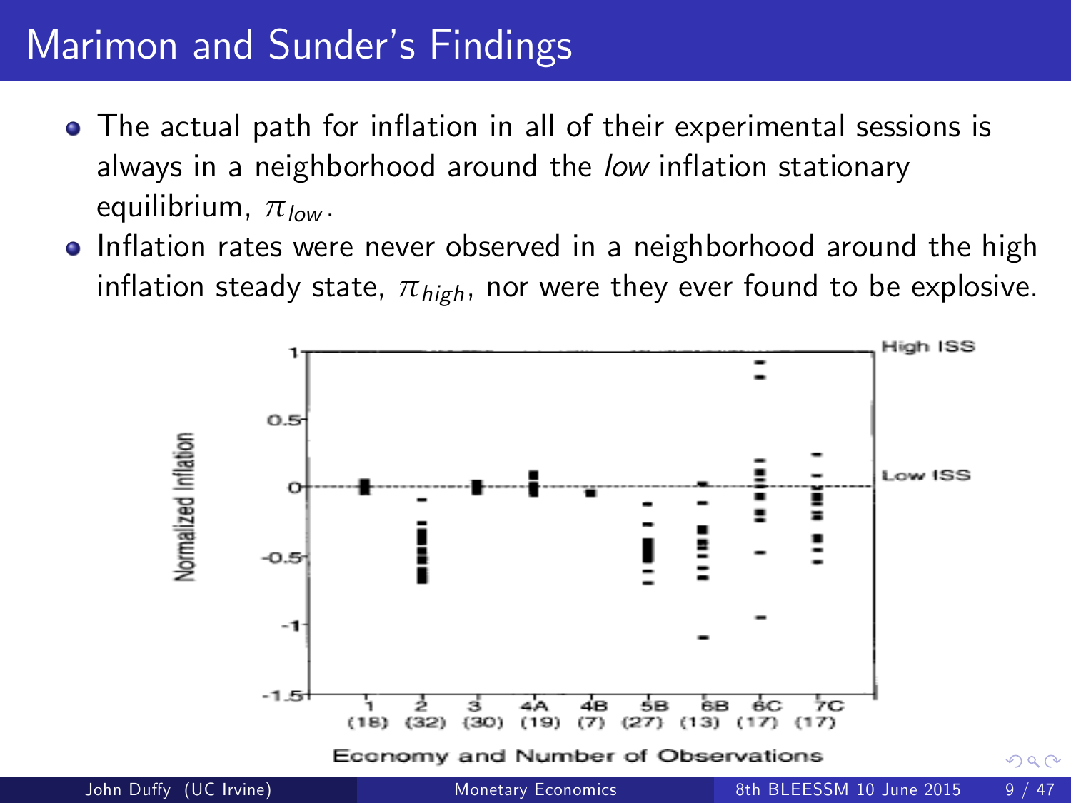# Marimon and Sunder's Findings

- The actual path for inflation in all of their experimental sessions is always in a neighborhood around the *low* inflation stationary equilibrium, $\pi_{low}$.
- Inflation rates were never observed in a neighborhood around the high inflation steady state, $\pi_{high}$, nor were they ever found to be explosive.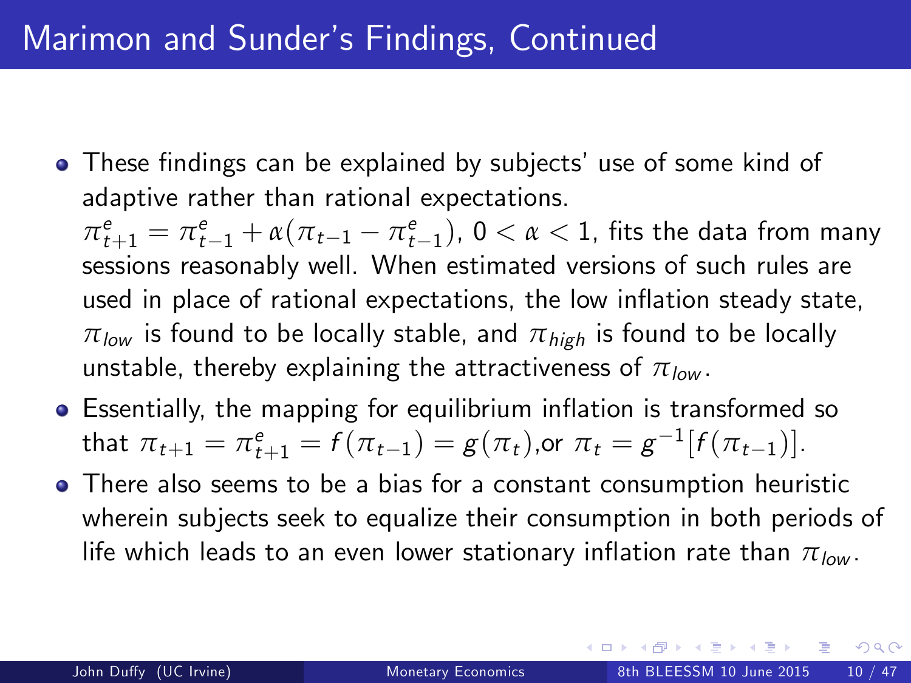# Marimon and Sunder's Findings, Continued

- These findings can be explained by subjects' use of some kind of adaptive rather than rational expectations. $\pi^e_{t+1} = \pi^e_{t-1} + \alpha(\pi_{t-1} - \pi^e_{t-1})$, $0 < \alpha < 1$, fits the data from many sessions reasonably well. When estimated versions of such rules are used in place of rational expectations, the low inflation steady state, $\pi_{low}$ is found to be locally stable, and $\pi_{high}$ is found to be locally unstable, thereby explaining the attractiveness of $\pi_{low}$.
- Essentially, the mapping for equilibrium inflation is transformed so that $\pi_{t+1} = \pi^e_{t+1} = f(\pi_{t-1}) = g(\pi_t)$,or $\pi_t = g^{-1}[f(\pi_{t-1})]$.
- There also seems to be a bias for a constant consumption heuristic wherein subjects seek to equalize their consumption in both periods of life which leads to an even lower stationary inflation rate than $\pi_{low}$.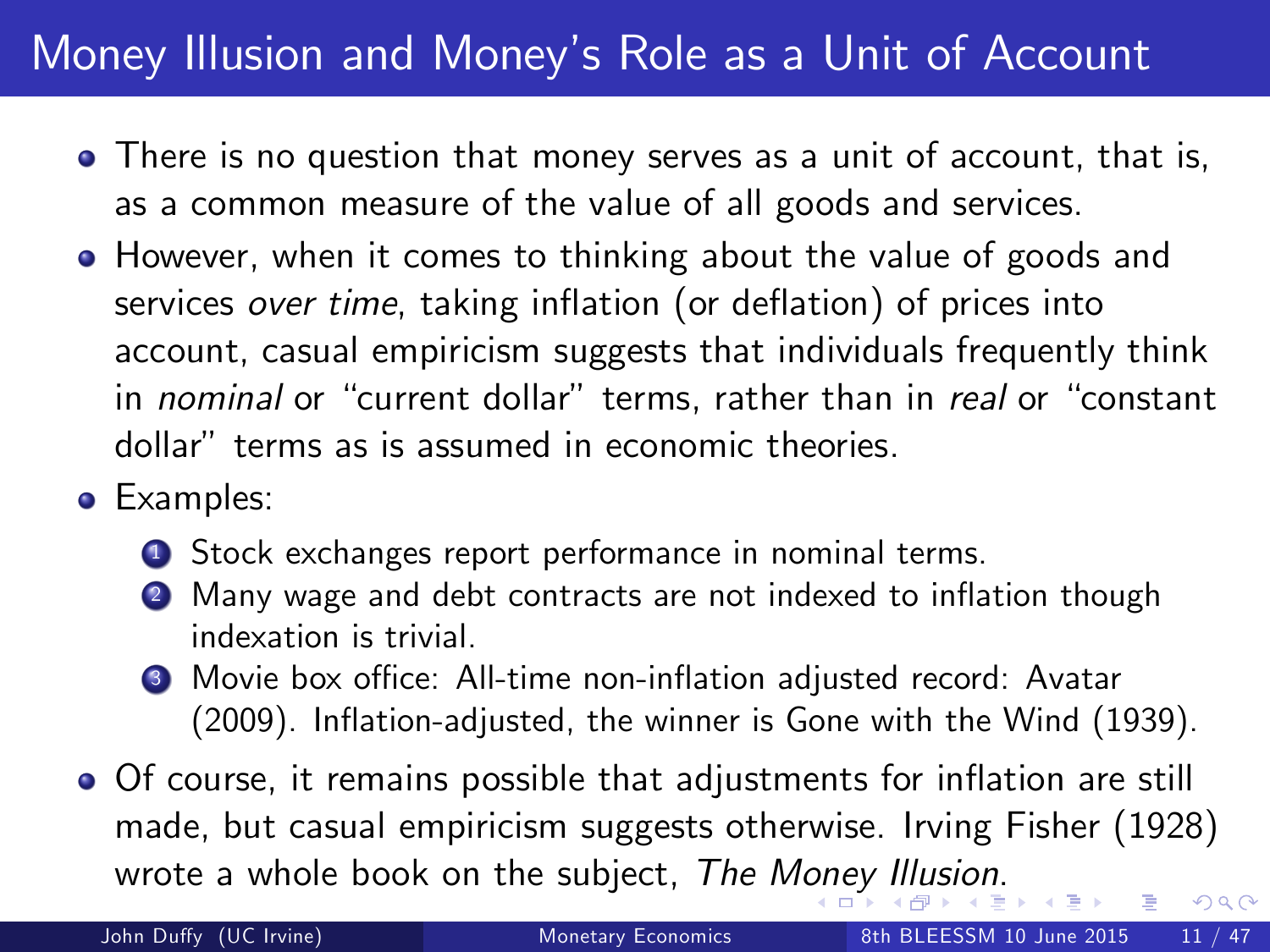# Money Illusion and Money's Role as a Unit of Account

- There is no question that money serves as a unit of account, that is, as a common measure of the value of all goods and services.
- However, when it comes to thinking about the value of goods and services *over time*, taking inflation (or deflation) of prices into account, casual empiricism suggests that individuals frequently think in *nominal* or "current dollar" terms, rather than in *real* or "constant dollar" terms as is assumed in economic theories.
- Examples:
  1. Stock exchanges report performance in nominal terms.
  2. Many wage and debt contracts are not indexed to inflation though indexation is trivial.
  3. Movie box office: All-time non-inflation adjusted record: Avatar (2009). Inflation-adjusted, the winner is Gone with the Wind (1939).
- Of course, it remains possible that adjustments for inflation are still made, but casual empiricism suggests otherwise. Irving Fisher (1928) wrote a whole book on the subject, *The Money Illusion*.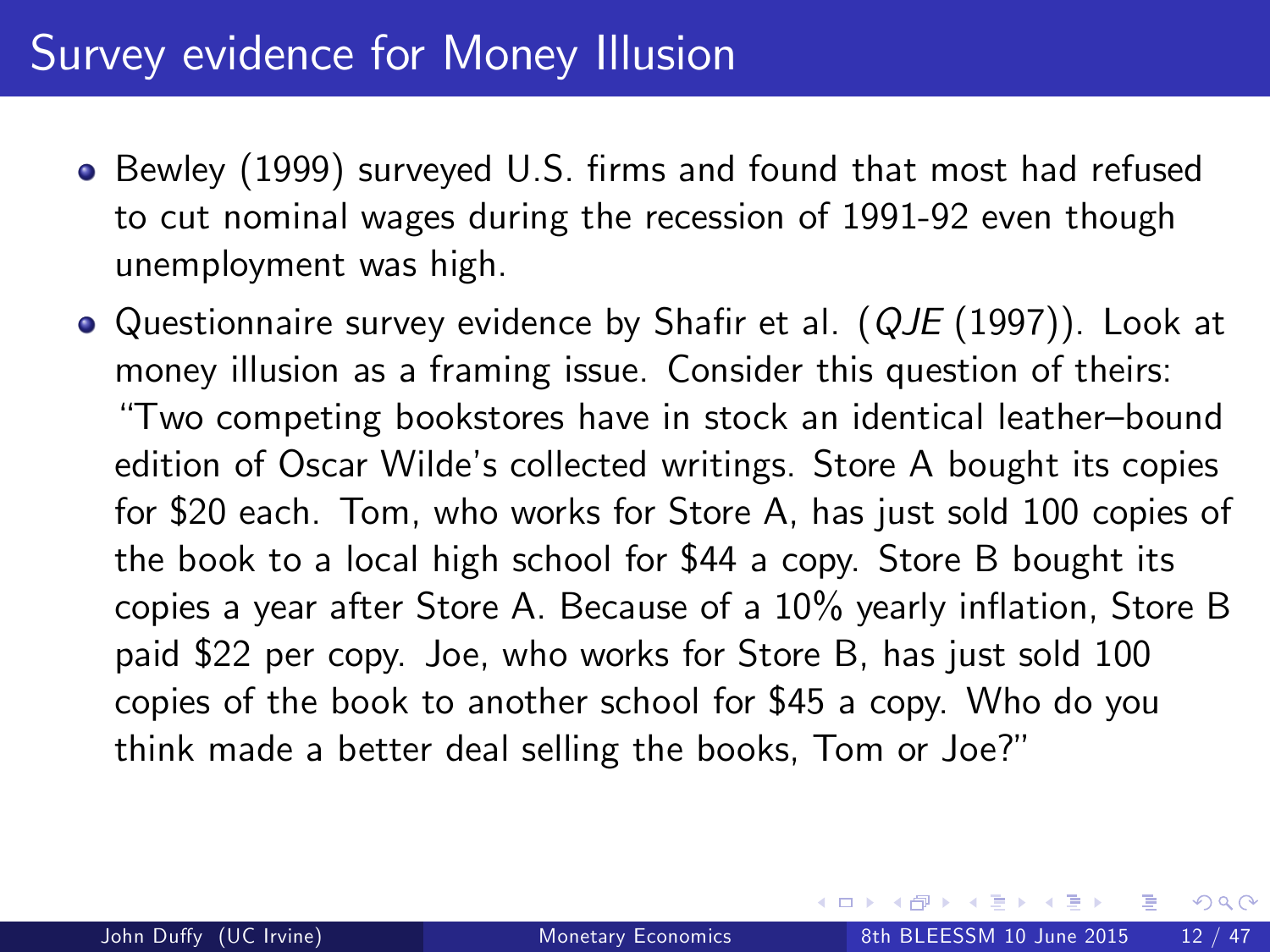# Survey evidence for Money Illusion

- Bewley (1999) surveyed U.S. firms and found that most had refused to cut nominal wages during the recession of 1991-92 even though unemployment was high.
- Questionnaire survey evidence by Shafir et al. (*QJE* (1997)). Look at money illusion as a framing issue. Consider this question of theirs: "Two competing bookstores have in stock an identical leather–bound edition of Oscar Wilde's collected writings. Store A bought its copies for $20 each. Tom, who works for Store A, has just sold 100 copies of the book to a local high school for $44 a copy. Store B bought its copies a year after Store A. Because of a 10% yearly inflation, Store B paid $22 per copy. Joe, who works for Store B, has just sold 100 copies of the book to another school for $45 a copy. Who do you think made a better deal selling the books, Tom or Joe?"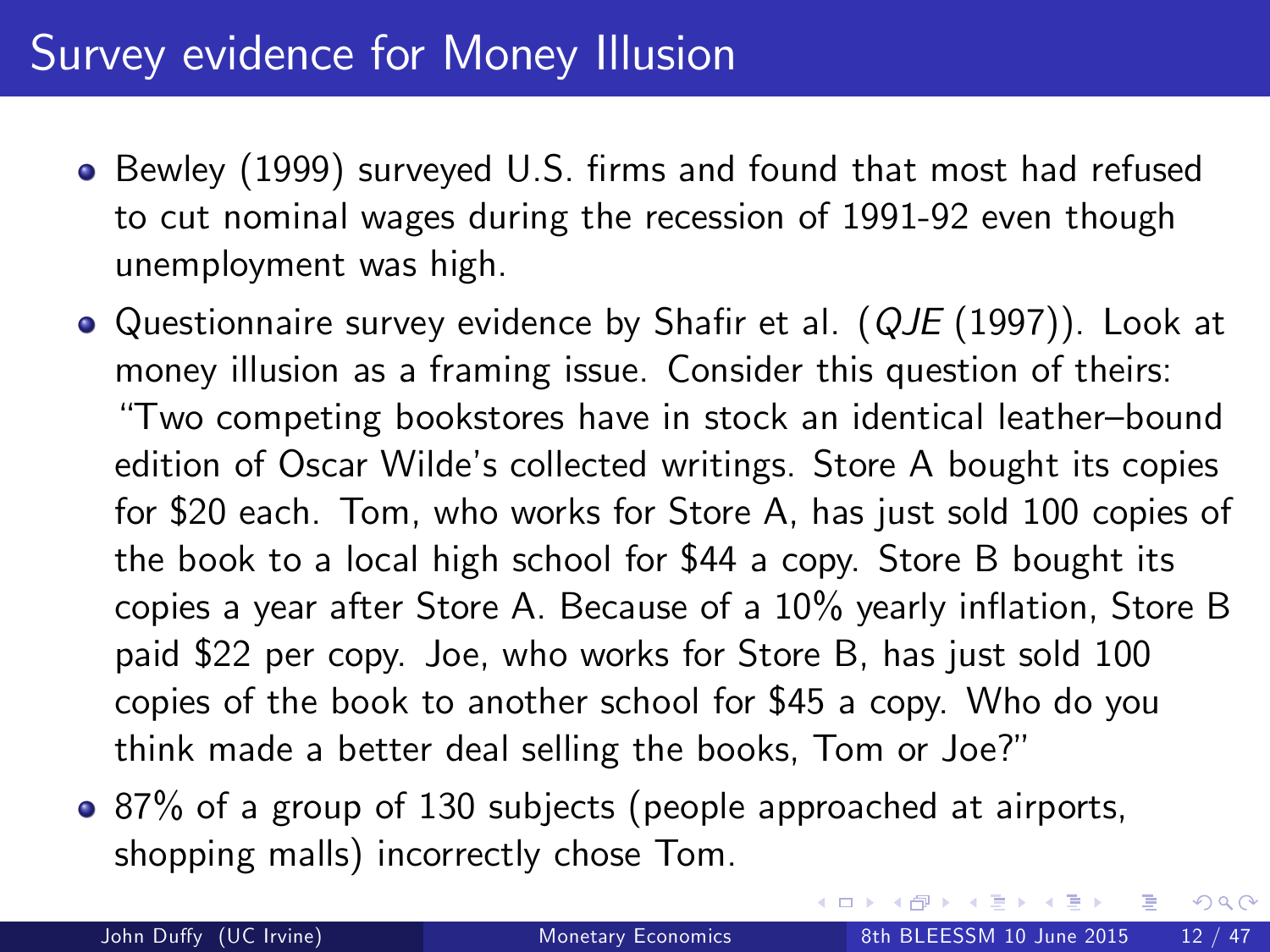# Survey evidence for Money Illusion

- Bewley (1999) surveyed U.S. firms and found that most had refused to cut nominal wages during the recession of 1991-92 even though unemployment was high.
- Questionnaire survey evidence by Shafir et al. (*QJE* (1997)). Look at money illusion as a framing issue. Consider this question of theirs: "Two competing bookstores have in stock an identical leather–bound edition of Oscar Wilde's collected writings. Store A bought its copies for $20 each. Tom, who works for Store A, has just sold 100 copies of the book to a local high school for $44 a copy. Store B bought its copies a year after Store A. Because of a 10% yearly inflation, Store B paid $22 per copy. Joe, who works for Store B, has just sold 100 copies of the book to another school for $45 a copy. Who do you think made a better deal selling the books, Tom or Joe?"
- 87% of a group of 130 subjects (people approached at airports, shopping malls) incorrectly chose Tom.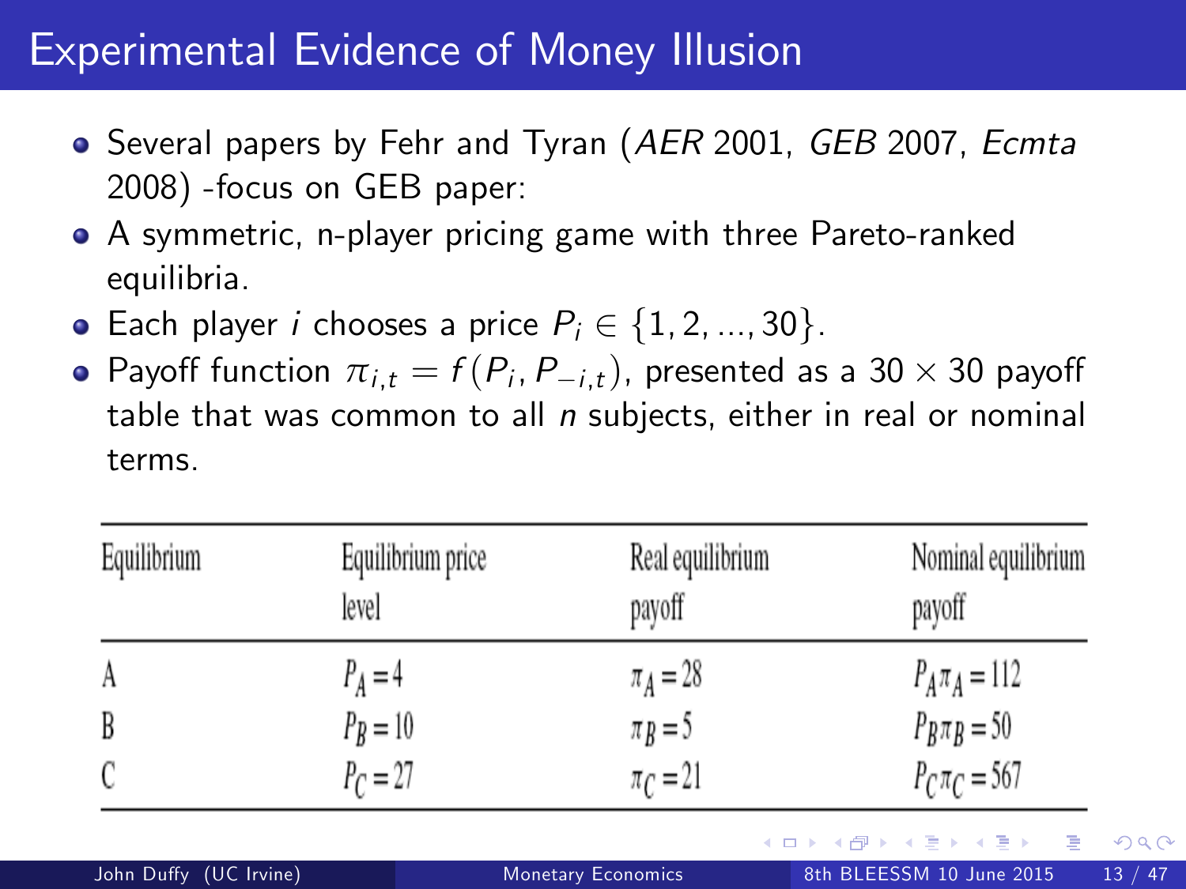# Experimental Evidence of Money Illusion

- Several papers by Fehr and Tyran (*AER* 2001, *GEB* 2007, *Ecmta* 2008) -focus on GEB paper:
- A symmetric, n-player pricing game with three Pareto-ranked equilibria.
- Each player $i$ chooses a price $P_i \in \{1, 2, ..., 30\}$.
- Payoff function $\pi_{i,t} = f(P_i, P_{-i,t})$, presented as a $30 \times 30$ payoff table that was common to all $n$ subjects, either in real or nominal terms.

| Equilibrium | Equilibrium price level | Real equilibrium payoff | Nominal equilibrium payoff |
|---|---|---|---|
| A | $P_A = 4$ | $\pi_A = 28$ | $P_A \pi_A = 112$ |
| B | $P_B = 10$ | $\pi_B = 5$ | $P_B \pi_B = 50$ |
| C | $P_C = 27$ | $\pi_C = 21$ | $P_C \pi_C = 567$ |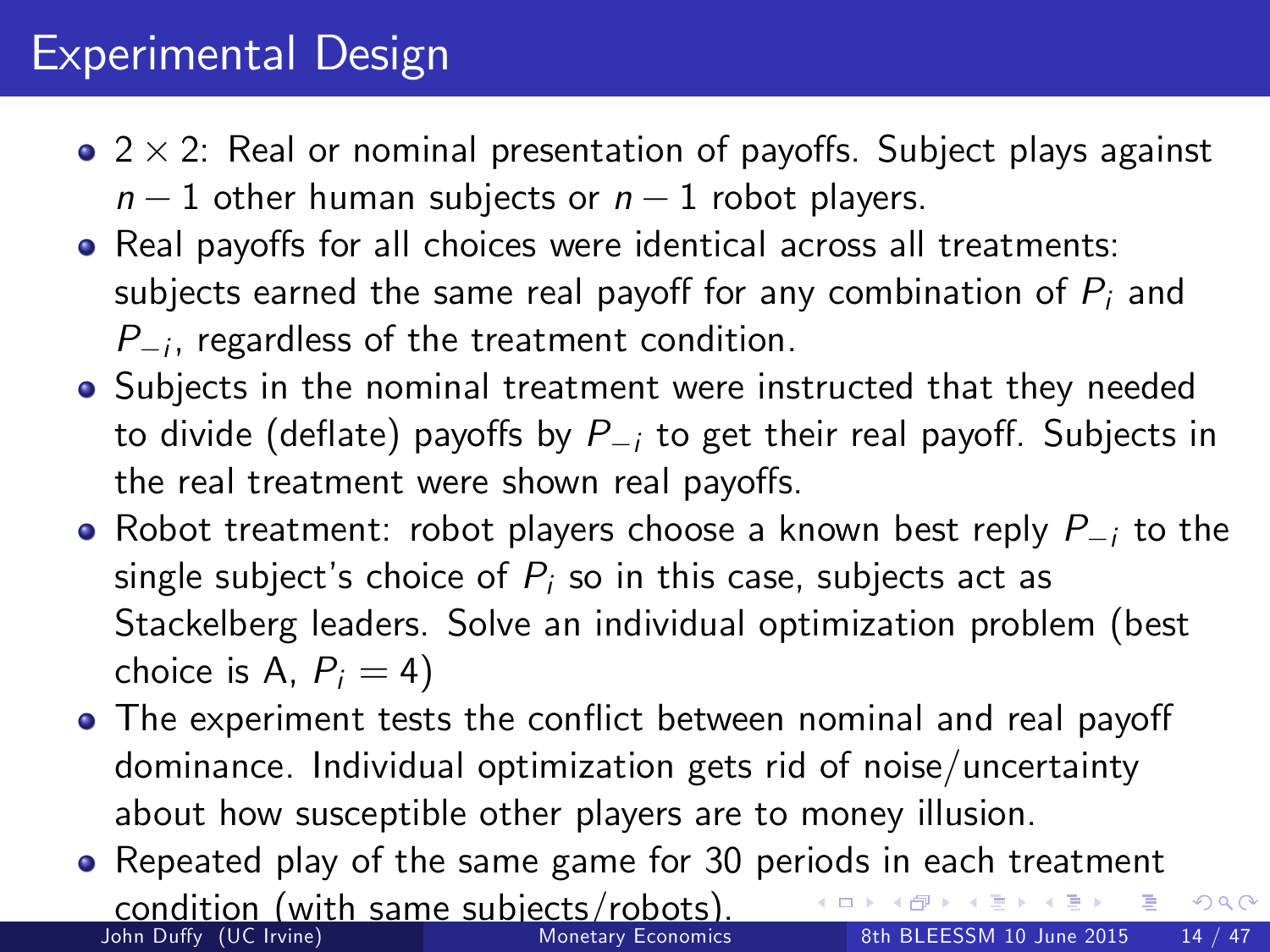# Experimental Design

- $2 \times 2$: Real or nominal presentation of payoffs. Subject plays against $n-1$ other human subjects or $n-1$ robot players.
- Real payoffs for all choices were identical across all treatments: subjects earned the same real payoff for any combination of $P_i$ and $P_{-i}$, regardless of the treatment condition.
- Subjects in the nominal treatment were instructed that they needed to divide (deflate) payoffs by $P_{-i}$ to get their real payoff. Subjects in the real treatment were shown real payoffs.
- Robot treatment: robot players choose a known best reply $P_{-i}$ to the single subject's choice of $P_i$ so in this case, subjects act as Stackelberg leaders. Solve an individual optimization problem (best choice is A, $P_i = 4$)
- The experiment tests the conflict between nominal and real payoff dominance. Individual optimization gets rid of noise/uncertainty about how susceptible other players are to money illusion.
- Repeated play of the same game for 30 periods in each treatment condition (with same subjects/robots).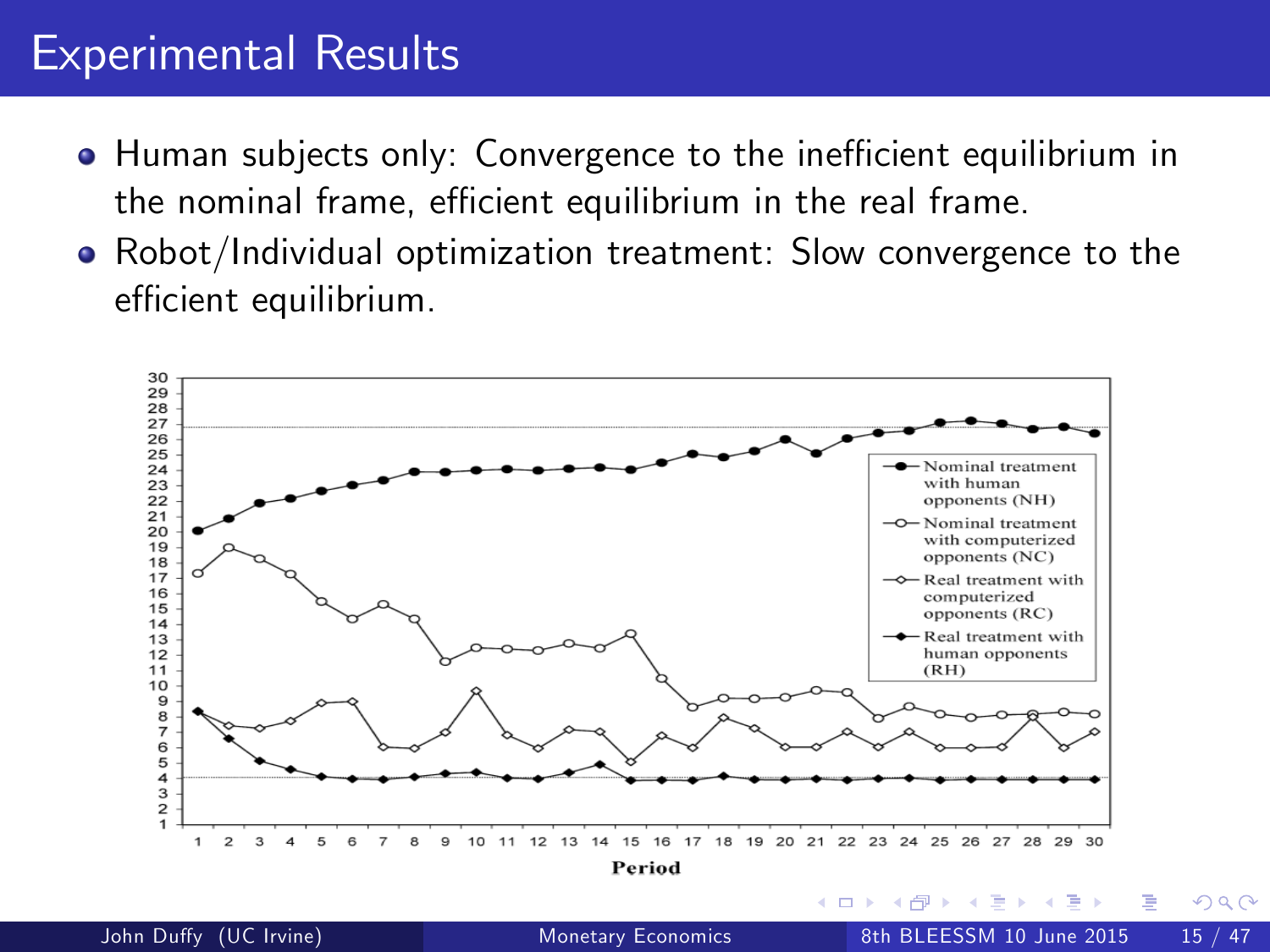# Experimental Results

- Human subjects only: Convergence to the inefficient equilibrium in the nominal frame, efficient equilibrium in the real frame.
- Robot/Individual optimization treatment: Slow convergence to the efficient equilibrium.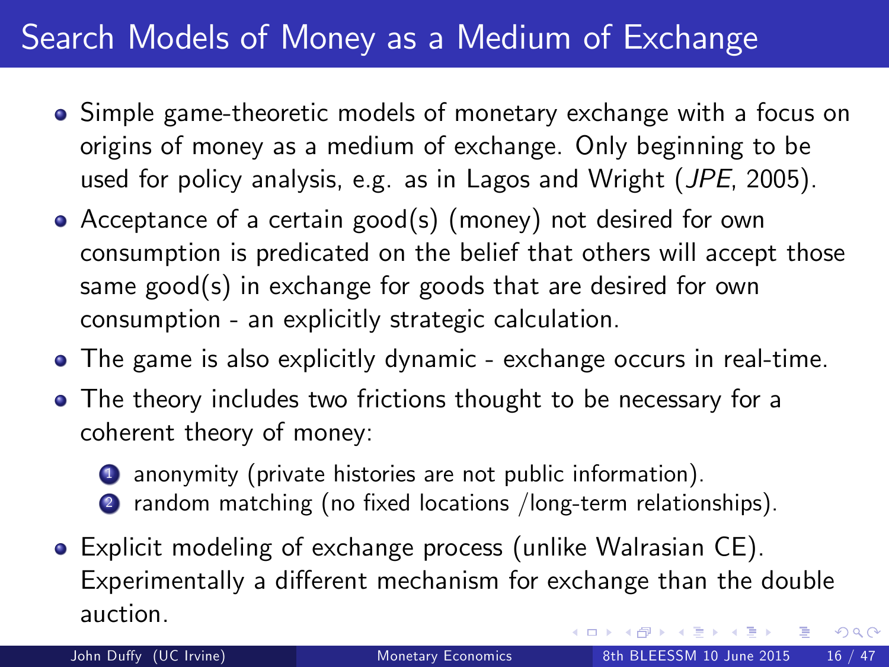# Search Models of Money as a Medium of Exchange

- Simple game-theoretic models of monetary exchange with a focus on origins of money as a medium of exchange. Only beginning to be used for policy analysis, e.g. as in Lagos and Wright (*JPE*, 2005).
- Acceptance of a certain good(s) (money) not desired for own consumption is predicated on the belief that others will accept those same good(s) in exchange for goods that are desired for own consumption - an explicitly strategic calculation.
- The game is also explicitly dynamic - exchange occurs in real-time.
- The theory includes two frictions thought to be necessary for a coherent theory of money:
  1. anonymity (private histories are not public information).
  2. random matching (no fixed locations /long-term relationships).
- Explicit modeling of exchange process (unlike Walrasian CE). Experimentally a different mechanism for exchange than the double auction.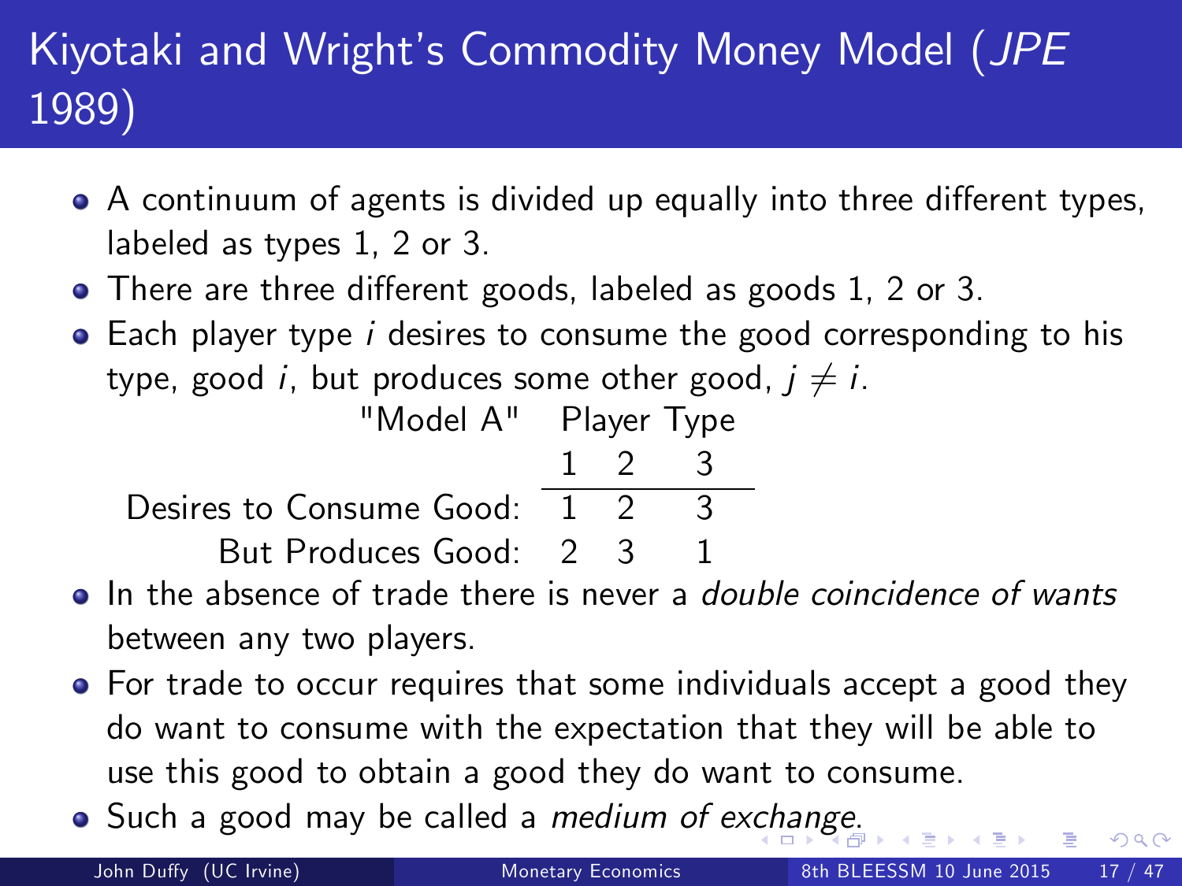# Kiyotaki and Wright's Commodity Money Model (*JPE* 1989)

- A continuum of agents is divided up equally into three different types, labeled as types 1, 2 or 3.
- There are three different goods, labeled as goods 1, 2 or 3.
- Each player type $i$ desires to consume the good corresponding to his type, good $i$, but produces some other good, $j \neq i$.

| "Model A" | Player Type 1 | 2 | 3 |
|---|---|---|---|
| Desires to Consume Good: | 1 | 2 | 3 |
| But Produces Good: | 2 | 3 | 1 |

- In the absence of trade there is never a *double coincidence of wants* between any two players.
- For trade to occur requires that some individuals accept a good they do want to consume with the expectation that they will be able to use this good to obtain a good they do want to consume.
- Such a good may be called a *medium of exchange*.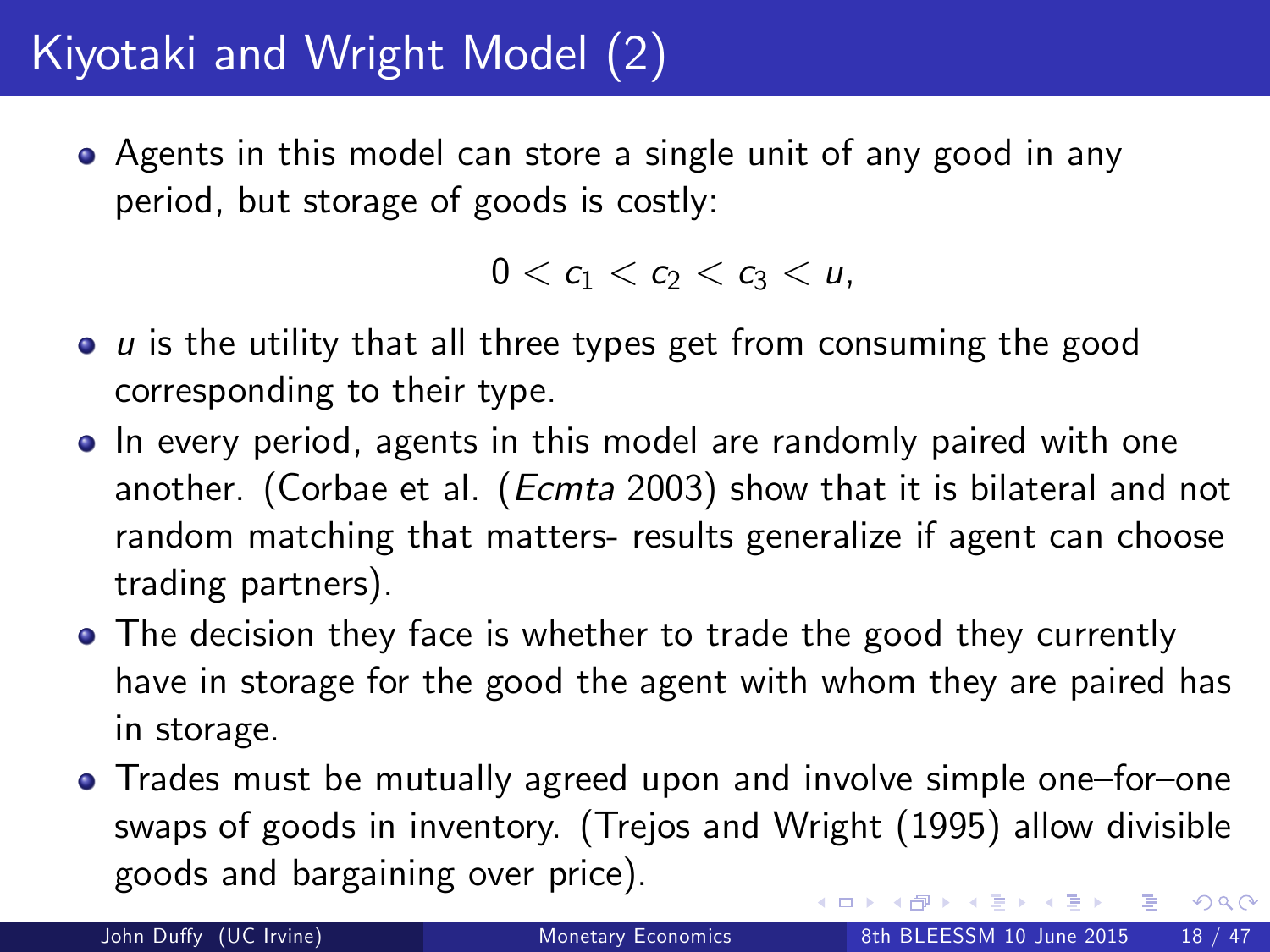# Kiyotaki and Wright Model (2)

- Agents in this model can store a single unit of any good in any period, but storage of goods is costly:

$$0 < c_1 < c_2 < c_3 < u,$$

- $u$ is the utility that all three types get from consuming the good corresponding to their type.
- In every period, agents in this model are randomly paired with one another. (Corbae et al. (*Ecmta* 2003) show that it is bilateral and not random matching that matters- results generalize if agent can choose trading partners).
- The decision they face is whether to trade the good they currently have in storage for the good the agent with whom they are paired has in storage.
- Trades must be mutually agreed upon and involve simple one–for–one swaps of goods in inventory. (Trejos and Wright (1995) allow divisible goods and bargaining over price).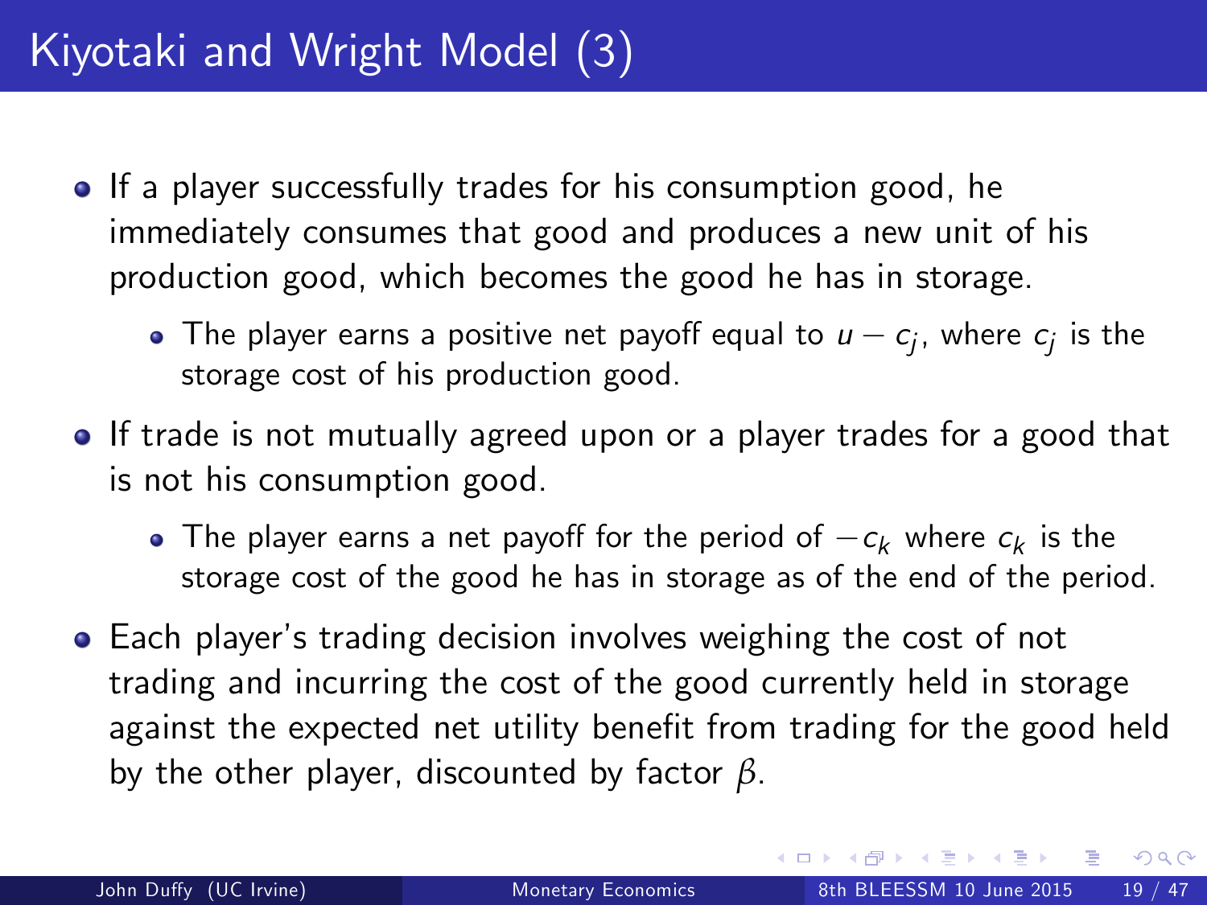# Kiyotaki and Wright Model (3)

- If a player successfully trades for his consumption good, he immediately consumes that good and produces a new unit of his production good, which becomes the good he has in storage.
  - The player earns a positive net payoff equal to $u - c_j$, where $c_j$ is the storage cost of his production good.
- If trade is not mutually agreed upon or a player trades for a good that is not his consumption good.
  - The player earns a net payoff for the period of $-c_k$ where $c_k$ is the storage cost of the good he has in storage as of the end of the period.
- Each player's trading decision involves weighing the cost of not trading and incurring the cost of the good currently held in storage against the expected net utility benefit from trading for the good held by the other player, discounted by factor $\beta$.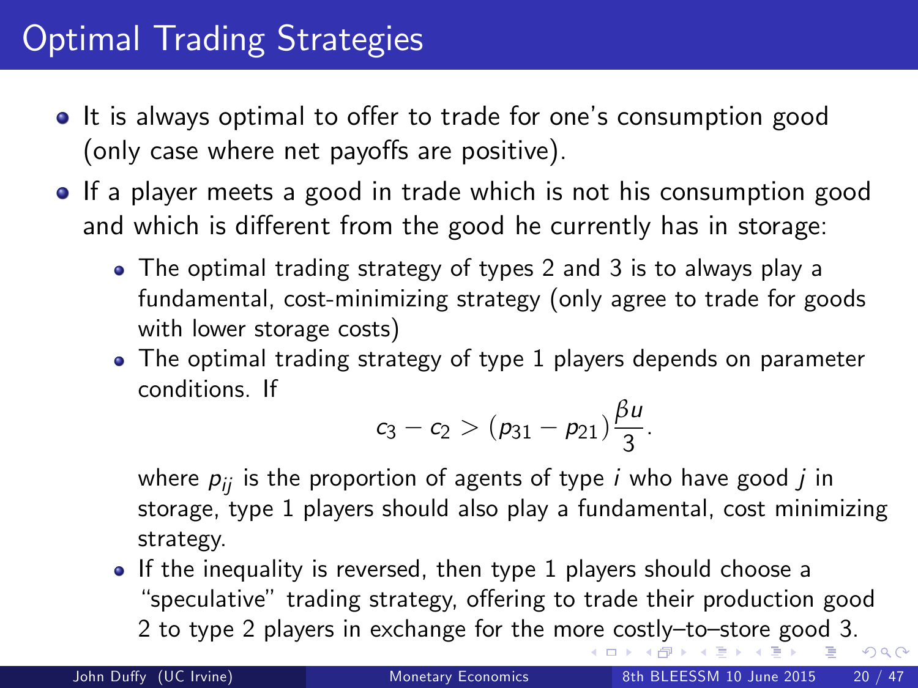# Optimal Trading Strategies

- It is always optimal to offer to trade for one's consumption good (only case where net payoffs are positive).
- If a player meets a good in trade which is not his consumption good and which is different from the good he currently has in storage:
  - The optimal trading strategy of types 2 and 3 is to always play a fundamental, cost-minimizing strategy (only agree to trade for goods with lower storage costs)
  - The optimal trading strategy of type 1 players depends on parameter conditions. If

$$c_3 - c_2 > (p_{31} - p_{21})\frac{\beta u}{3}.$$

    where $p_{ij}$ is the proportion of agents of type $i$ who have good $j$ in storage, type 1 players should also play a fundamental, cost minimizing strategy.
  - If the inequality is reversed, then type 1 players should choose a "speculative" trading strategy, offering to trade their production good 2 to type 2 players in exchange for the more costly–to–store good 3.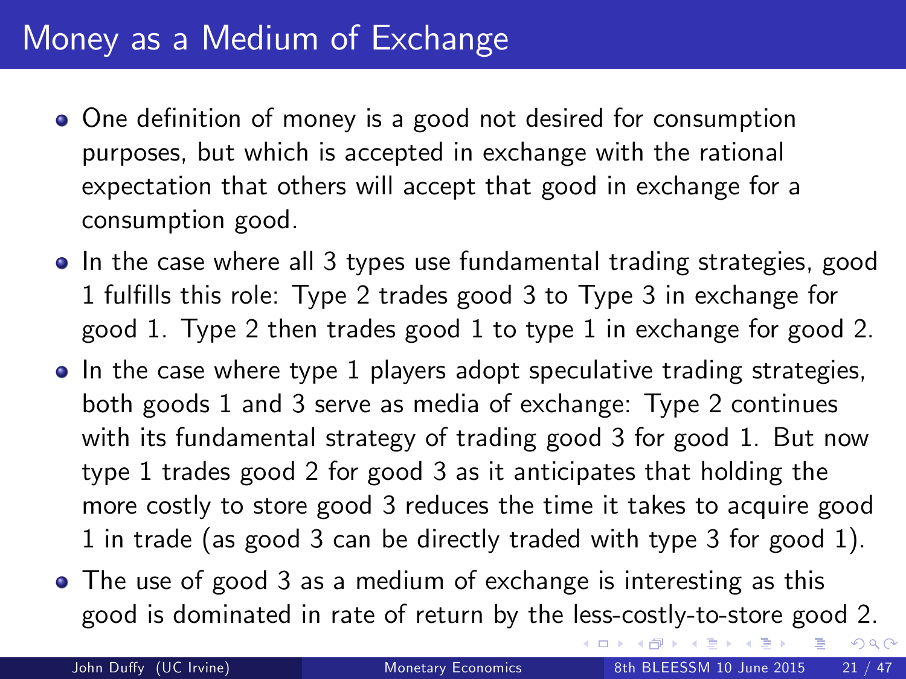# Money as a Medium of Exchange

- One definition of money is a good not desired for consumption purposes, but which is accepted in exchange with the rational expectation that others will accept that good in exchange for a consumption good.
- In the case where all 3 types use fundamental trading strategies, good 1 fulfills this role: Type 2 trades good 3 to Type 3 in exchange for good 1. Type 2 then trades good 1 to type 1 in exchange for good 2.
- In the case where type 1 players adopt speculative trading strategies, both goods 1 and 3 serve as media of exchange: Type 2 continues with its fundamental strategy of trading good 3 for good 1. But now type 1 trades good 2 for good 3 as it anticipates that holding the more costly to store good 3 reduces the time it takes to acquire good 1 in trade (as good 3 can be directly traded with type 3 for good 1).
- The use of good 3 as a medium of exchange is interesting as this good is dominated in rate of return by the less-costly-to-store good 2.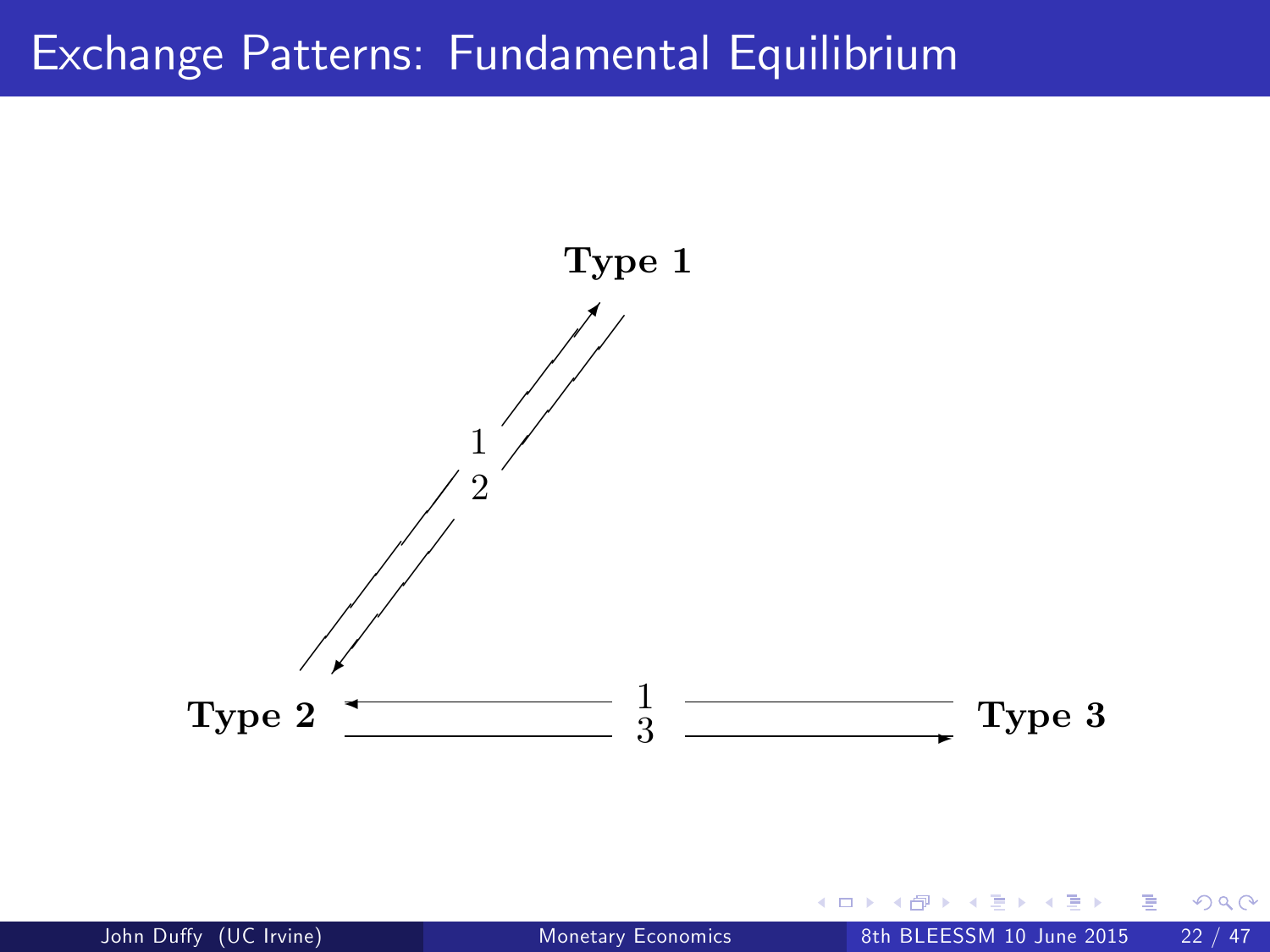# Exchange Patterns: Fundamental Equilibrium

Type 1

1

2

Type 2

1

3

Type 3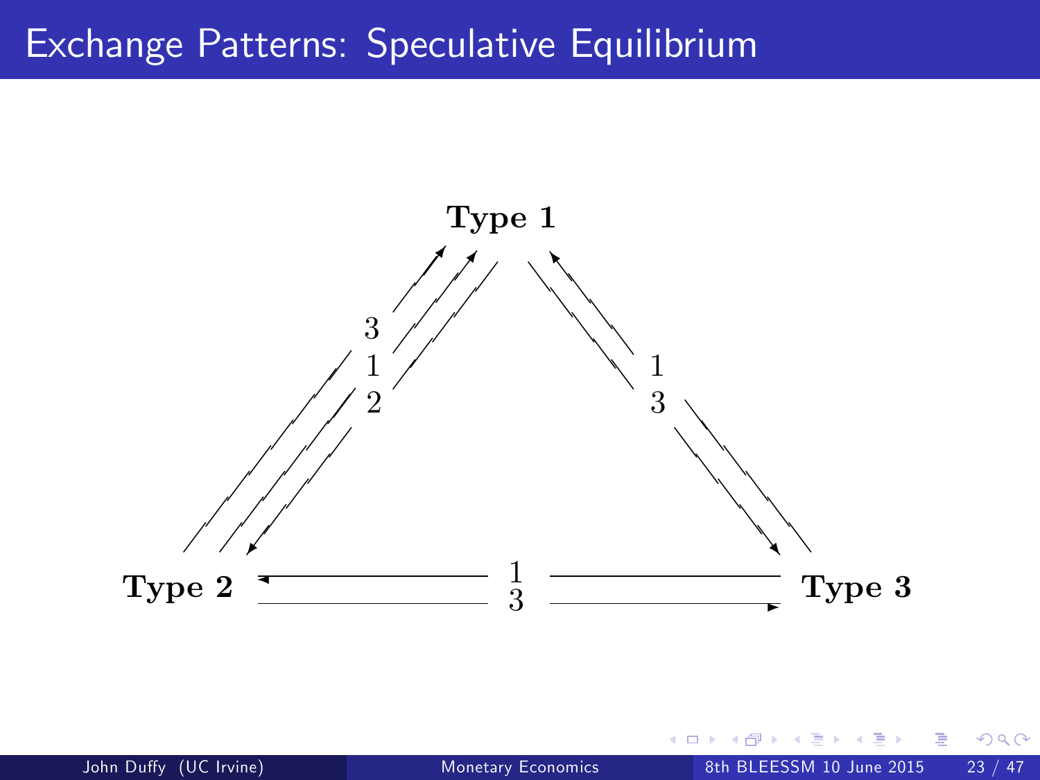# Exchange Patterns: Speculative Equilibrium

Type 1

Type 2

Type 3

3
1
2

1
3

1
3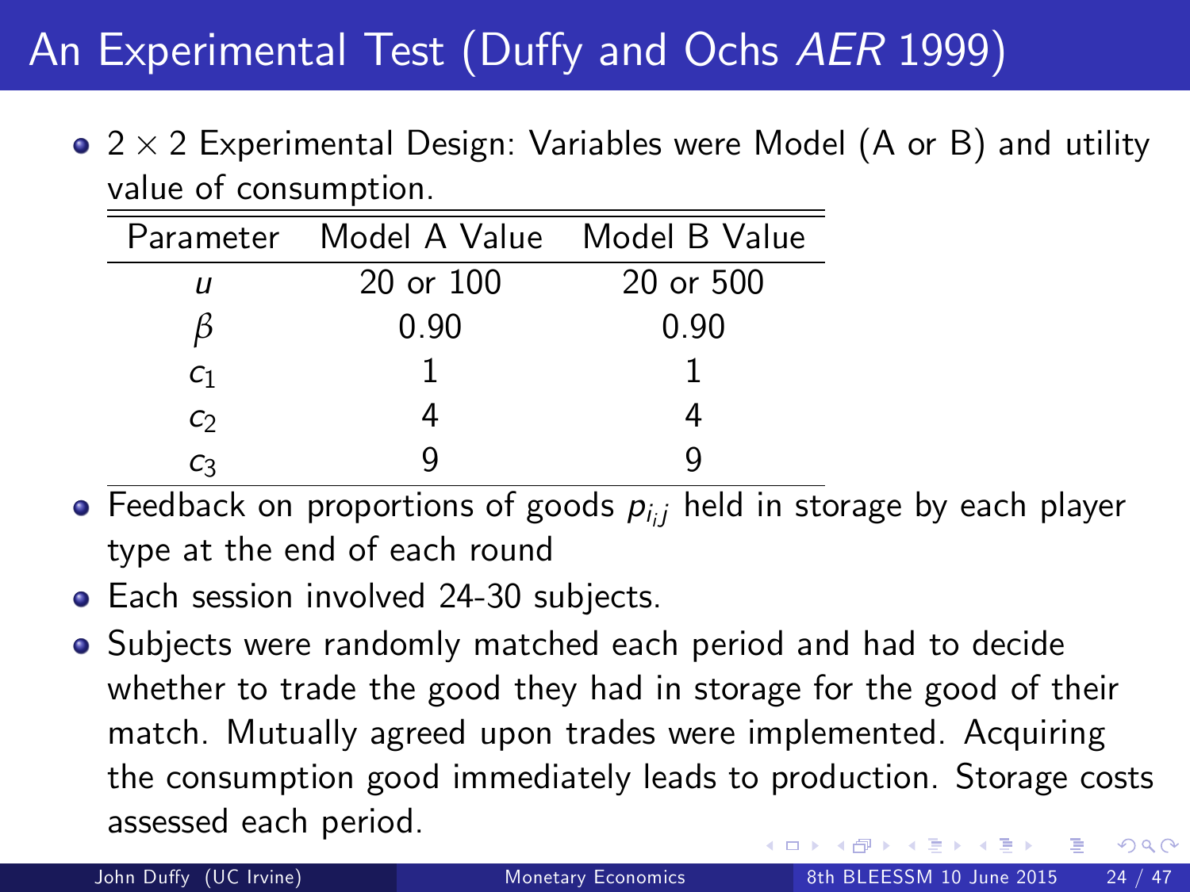# An Experimental Test (Duffy and Ochs *AER* 1999)

- 2 × 2 Experimental Design: Variables were Model (A or B) and utility value of consumption.

| Parameter | Model A Value | Model B Value |
|---|---|---|
| $u$ | 20 or 100 | 20 or 500 |
| $\beta$ | 0.90 | 0.90 |
| $c_1$ | 1 | 1 |
| $c_2$ | 4 | 4 |
| $c_3$ | 9 | 9 |

- Feedback on proportions of goods $p_{i,j}$ held in storage by each player type at the end of each round
- Each session involved 24-30 subjects.
- Subjects were randomly matched each period and had to decide whether to trade the good they had in storage for the good of their match. Mutually agreed upon trades were implemented. Acquiring the consumption good immediately leads to production. Storage costs assessed each period.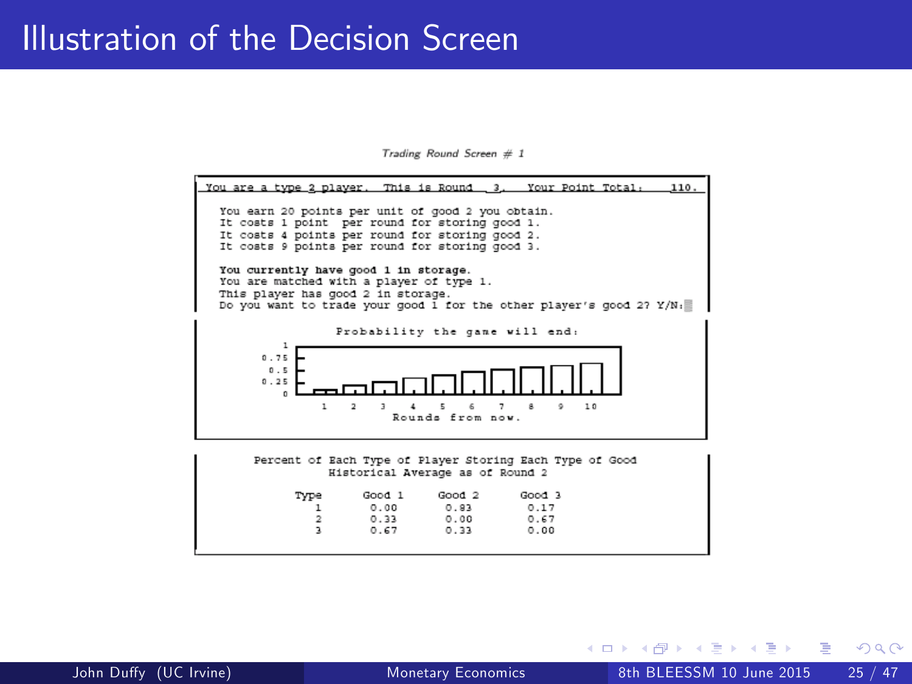# Illustration of the Decision Screen

*Trading Round Screen # 1*

```
You are a type 2 player.  This is Round  3.   Your Point Total:    110.

  You earn 20 points per unit of good 2 you obtain.
  It costs 1 point  per round for storing good 1.
  It costs 4 points per round for storing good 2.
  It costs 9 points per round for storing good 3.

  You currently have good 1 in storage.
  You are matched with a player of type 1.
  This player has good 2 in storage.
  Do you want to trade your good 1 for the other player's good 2? Y/N:
```

Probability the game will end:

(Bar chart: y-axis 0, 0.25, 0.5, 0.75, 1; x-axis 1–10, Rounds from now.)

Percent of Each Type of Player Storing Each Type of Good
Historical Average as of Round 2

| Type | Good 1 | Good 2 | Good 3 |
|---|---|---|---|
| 1 | 0.00 | 0.83 | 0.17 |
| 2 | 0.33 | 0.00 | 0.67 |
| 3 | 0.67 | 0.33 | 0.00 |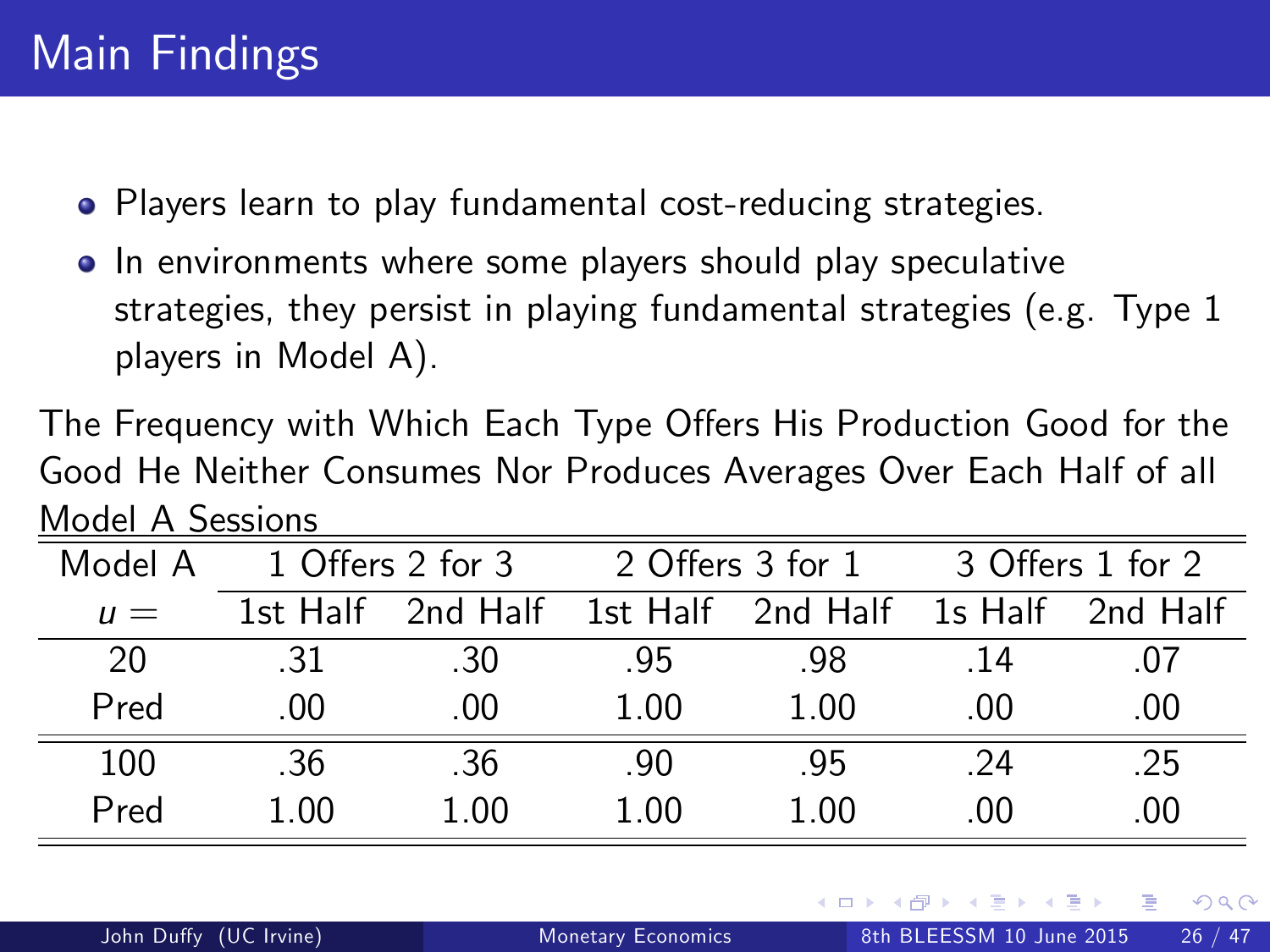# Main Findings

- Players learn to play fundamental cost-reducing strategies.
- In environments where some players should play speculative strategies, they persist in playing fundamental strategies (e.g. Type 1 players in Model A).

The Frequency with Which Each Type Offers His Production Good for the Good He Neither Consumes Nor Produces Averages Over Each Half of all Model A Sessions

| Model A | 1 Offers 2 for 3 | | 2 Offers 3 for 1 | | 3 Offers 1 for 2 | |
|---|---|---|---|---|---|---|
| $u =$ | 1st Half | 2nd Half | 1st Half | 2nd Half | 1s Half | 2nd Half |
| 20 | .31 | .30 | .95 | .98 | .14 | .07 |
| Pred | .00 | .00 | 1.00 | 1.00 | .00 | .00 |
| 100 | .36 | .36 | .90 | .95 | .24 | .25 |
| Pred | 1.00 | 1.00 | 1.00 | 1.00 | .00 | .00 |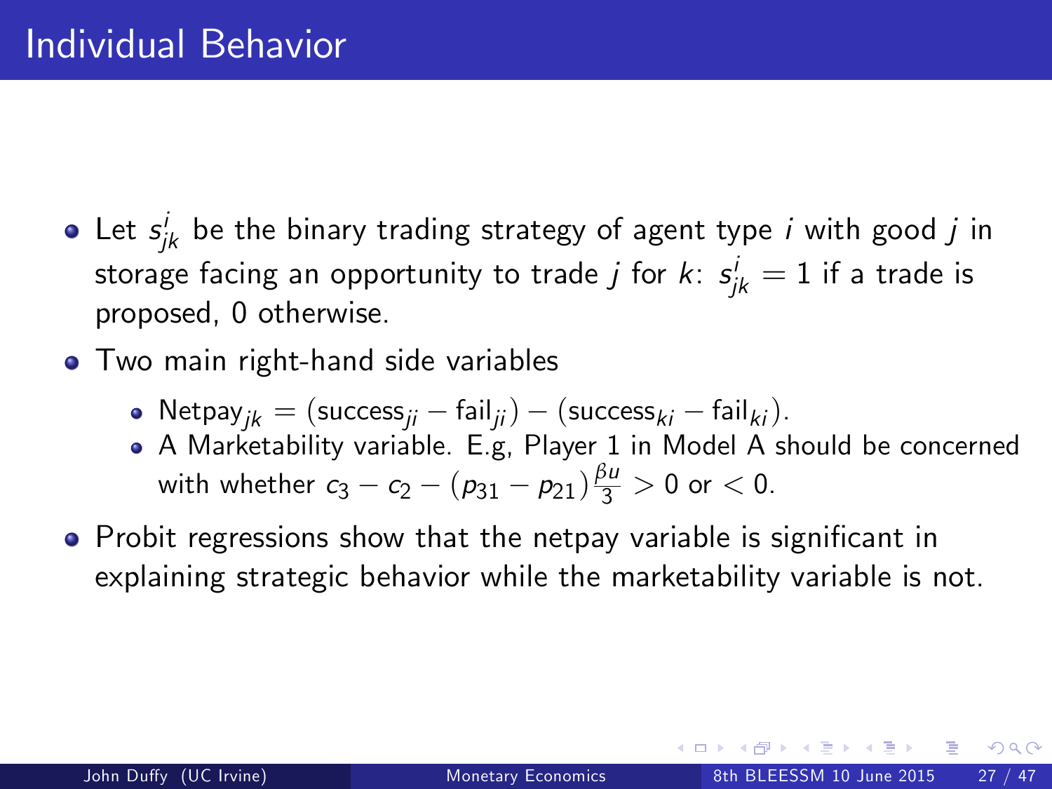# Individual Behavior

- Let $s^i_{jk}$ be the binary trading strategy of agent type $i$ with good $j$ in storage facing an opportunity to trade $j$ for $k$: $s^i_{jk} = 1$ if a trade is proposed, 0 otherwise.
- Two main right-hand side variables
  - $\text{Netpay}_{jk} = (\text{success}_{ji} - \text{fail}_{ji}) - (\text{success}_{ki} - \text{fail}_{ki})$.
  - A Marketability variable. E.g, Player 1 in Model A should be concerned with whether $c_3 - c_2 - (p_{31} - p_{21})\frac{\beta u}{3} > 0$ or $< 0$.
- Probit regressions show that the netpay variable is significant in explaining strategic behavior while the marketability variable is not.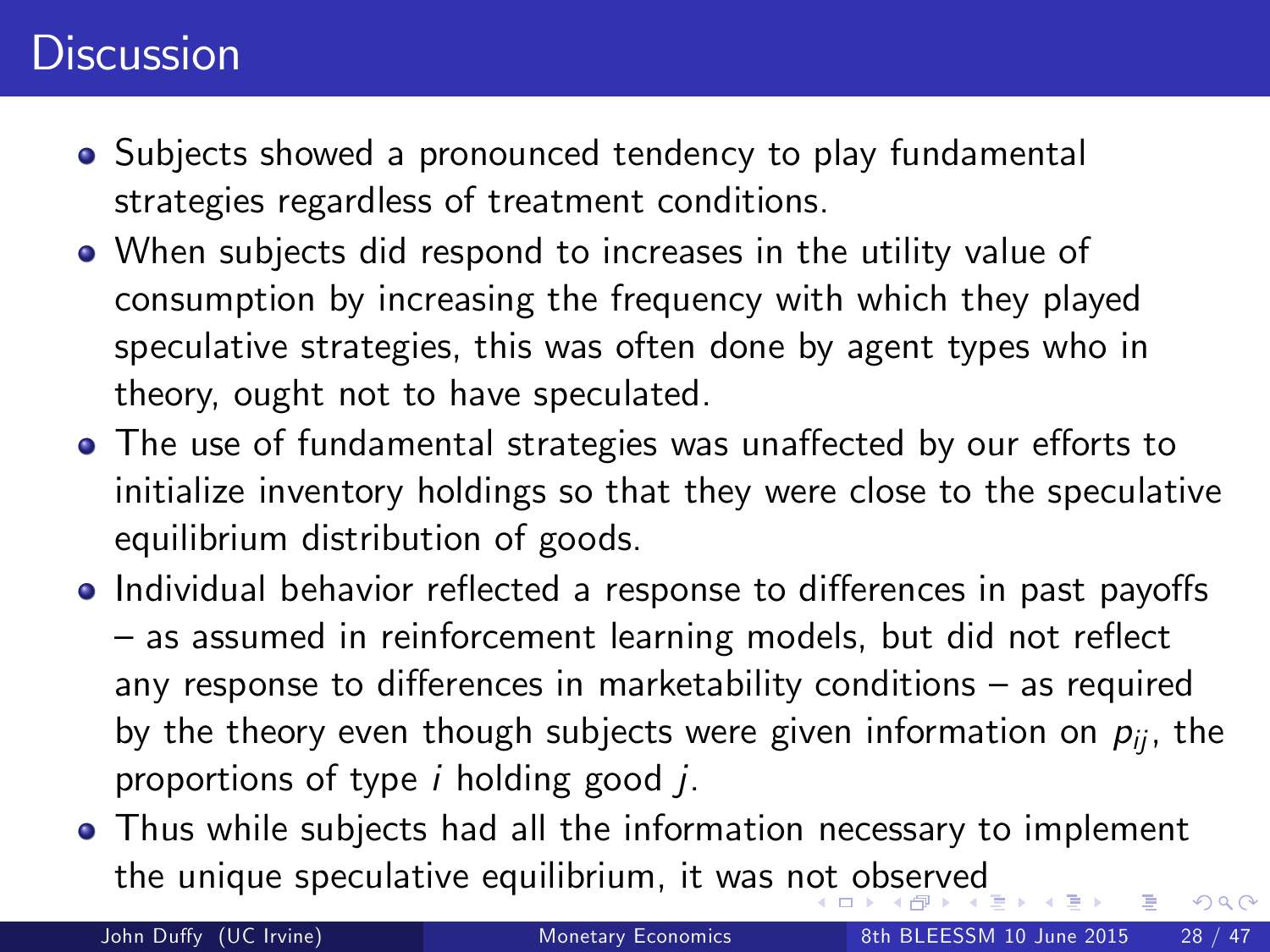# Discussion

- Subjects showed a pronounced tendency to play fundamental strategies regardless of treatment conditions.
- When subjects did respond to increases in the utility value of consumption by increasing the frequency with which they played speculative strategies, this was often done by agent types who in theory, ought not to have speculated.
- The use of fundamental strategies was unaffected by our efforts to initialize inventory holdings so that they were close to the speculative equilibrium distribution of goods.
- Individual behavior reflected a response to differences in past payoffs – as assumed in reinforcement learning models, but did not reflect any response to differences in marketability conditions – as required by the theory even though subjects were given information on $p_{ij}$, the proportions of type $i$ holding good $j$.
- Thus while subjects had all the information necessary to implement the unique speculative equilibrium, it was not observed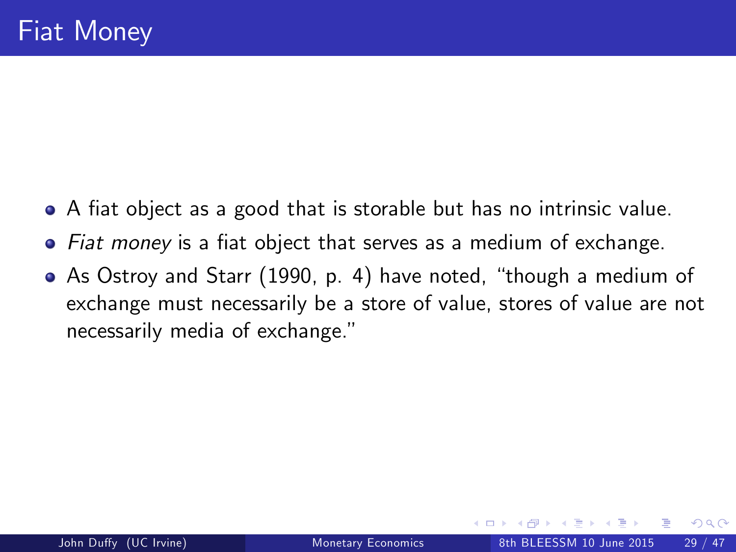# Fiat Money

- A fiat object as a good that is storable but has no intrinsic value.
- *Fiat money* is a fiat object that serves as a medium of exchange.
- As Ostroy and Starr (1990, p. 4) have noted, "though a medium of exchange must necessarily be a store of value, stores of value are not necessarily media of exchange."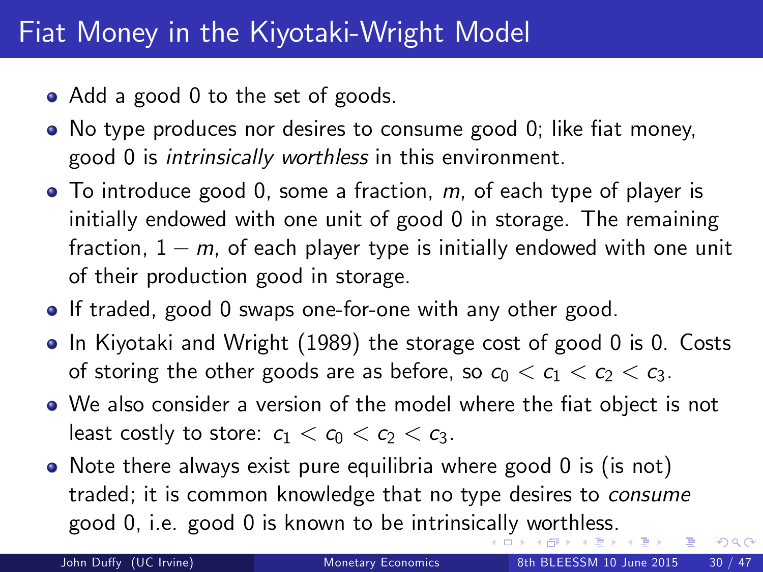# Fiat Money in the Kiyotaki-Wright Model

- Add a good 0 to the set of goods.
- No type produces nor desires to consume good 0; like fiat money, good 0 is *intrinsically worthless* in this environment.
- To introduce good 0, some a fraction, $m$, of each type of player is initially endowed with one unit of good 0 in storage. The remaining fraction, $1 - m$, of each player type is initially endowed with one unit of their production good in storage.
- If traded, good 0 swaps one-for-one with any other good.
- In Kiyotaki and Wright (1989) the storage cost of good 0 is 0. Costs of storing the other goods are as before, so $c_0 < c_1 < c_2 < c_3$.
- We also consider a version of the model where the fiat object is not least costly to store: $c_1 < c_0 < c_2 < c_3$.
- Note there always exist pure equilibria where good 0 is (is not) traded; it is common knowledge that no type desires to *consume* good 0, i.e. good 0 is known to be intrinsically worthless.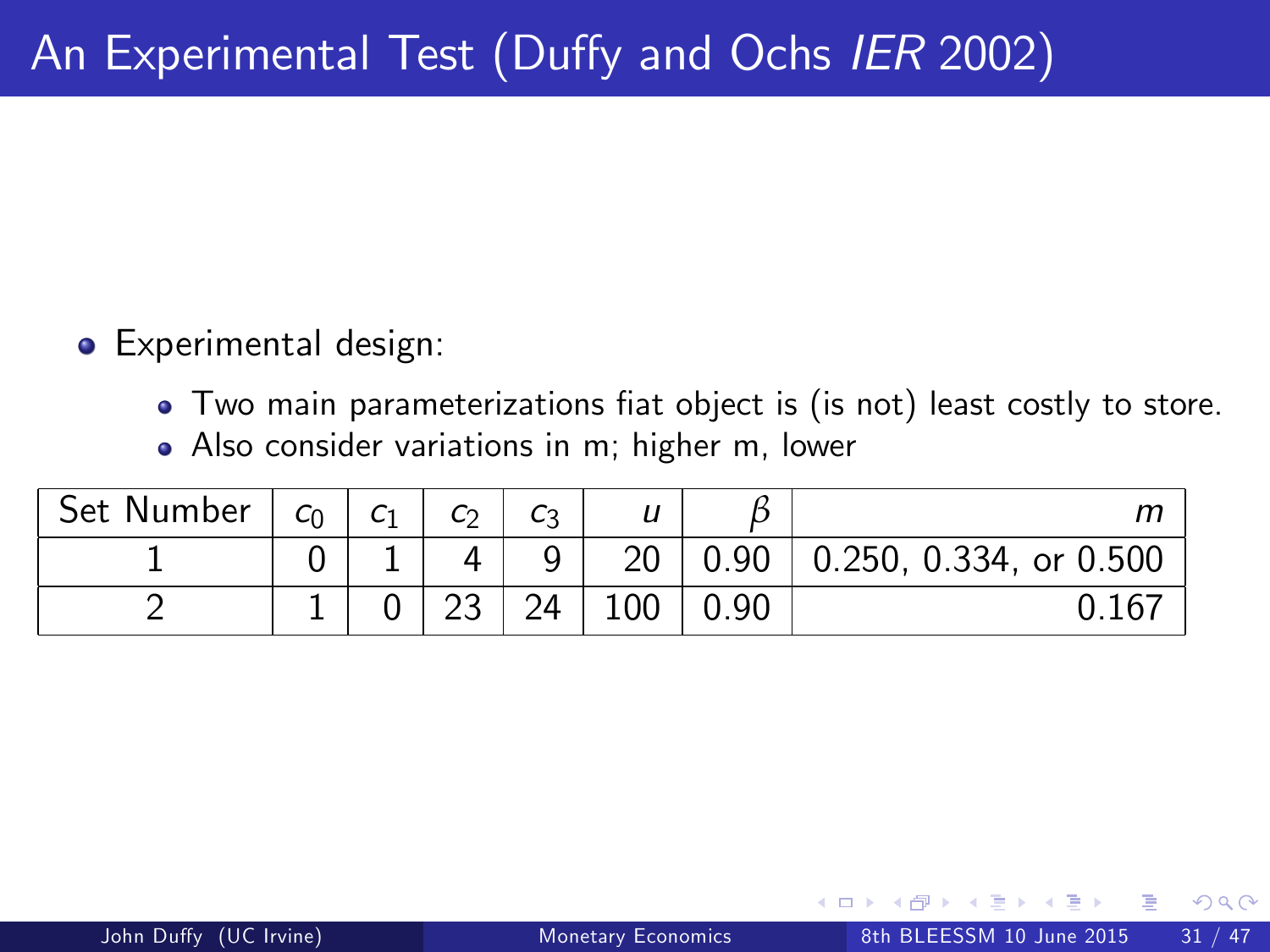# An Experimental Test (Duffy and Ochs *IER* 2002)

- Experimental design:
  - Two main parameterizations fiat object is (is not) least costly to store.
  - Also consider variations in m; higher m, lower

| Set Number | $c_0$ | $c_1$ | $c_2$ | $c_3$ | $u$ | $\beta$ | $m$ |
|---|---|---|---|---|---|---|---|
| 1 | 0 | 1 | 4 | 9 | 20 | 0.90 | 0.250, 0.334, or 0.500 |
| 2 | 1 | 0 | 23 | 24 | 100 | 0.90 | 0.167 |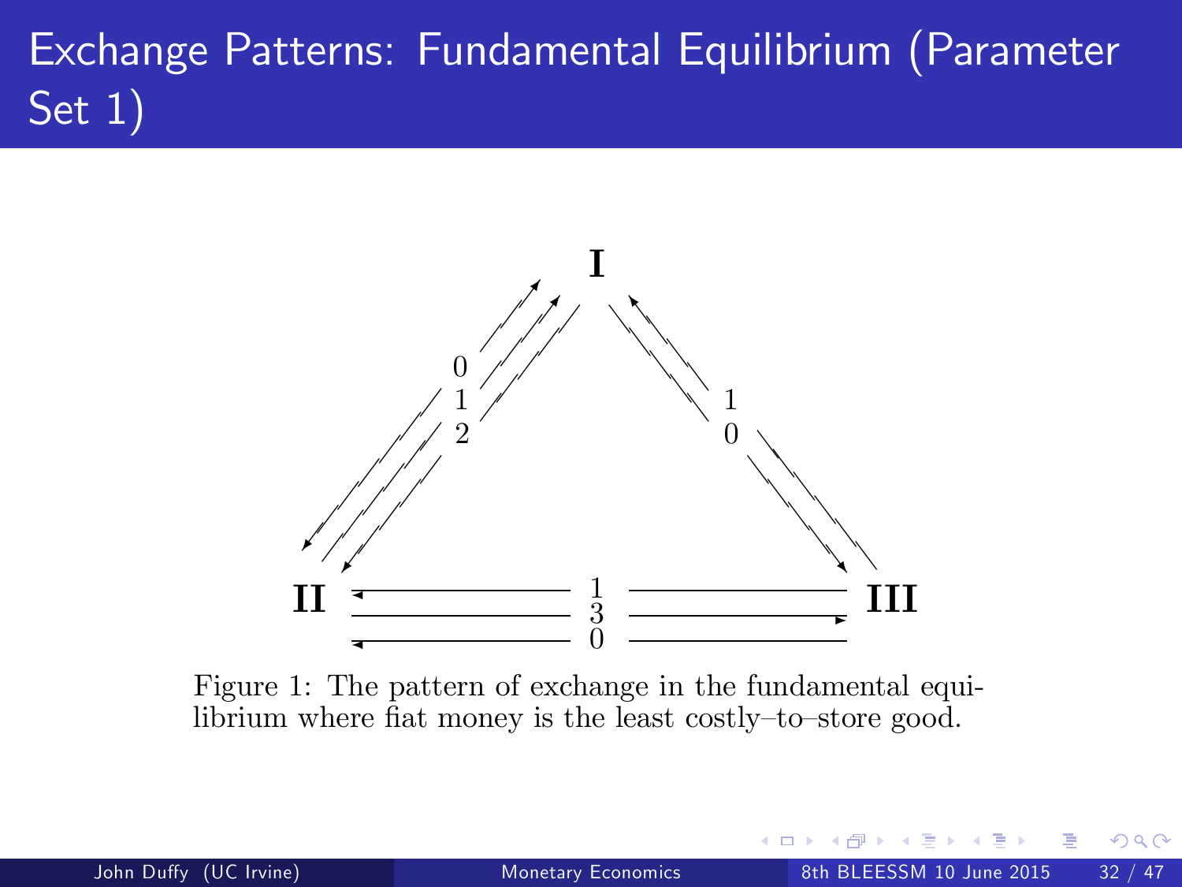# Exchange Patterns: Fundamental Equilibrium (Parameter Set 1)

Figure 1: The pattern of exchange in the fundamental equilibrium where fiat money is the least costly–to–store good.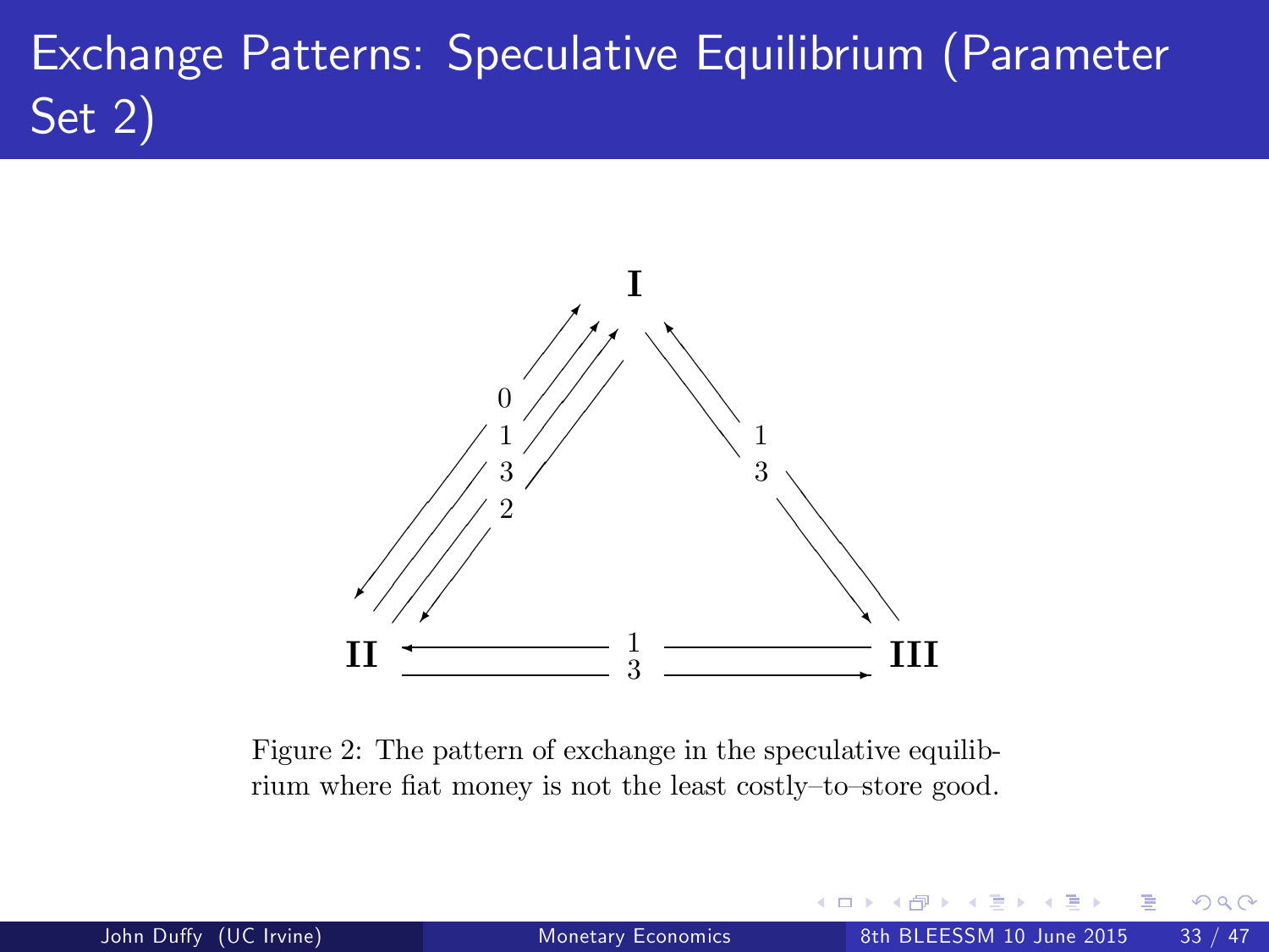# Exchange Patterns: Speculative Equilibrium (Parameter Set 2)

Figure 2: The pattern of exchange in the speculative equilibrium where fiat money is not the least costly–to–store good.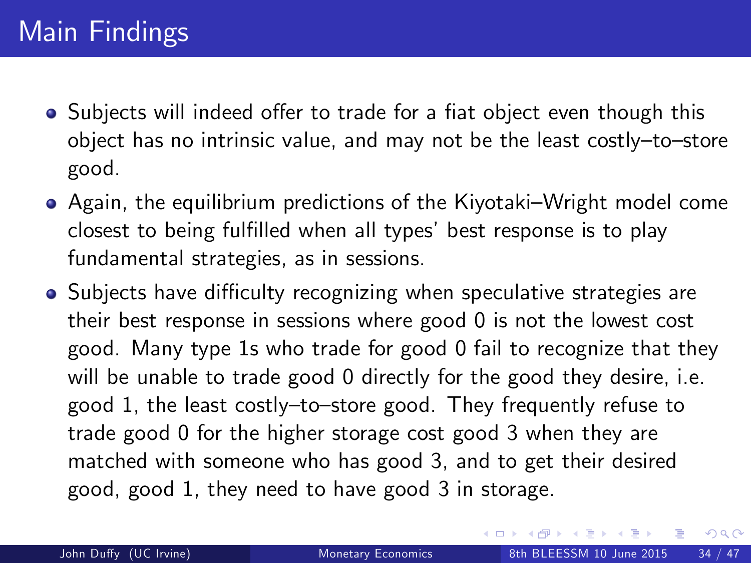# Main Findings

- Subjects will indeed offer to trade for a fiat object even though this object has no intrinsic value, and may not be the least costly–to–store good.
- Again, the equilibrium predictions of the Kiyotaki–Wright model come closest to being fulfilled when all types' best response is to play fundamental strategies, as in sessions.
- Subjects have difficulty recognizing when speculative strategies are their best response in sessions where good 0 is not the lowest cost good. Many type 1s who trade for good 0 fail to recognize that they will be unable to trade good 0 directly for the good they desire, i.e. good 1, the least costly–to–store good. They frequently refuse to trade good 0 for the higher storage cost good 3 when they are matched with someone who has good 3, and to get their desired good, good 1, they need to have good 3 in storage.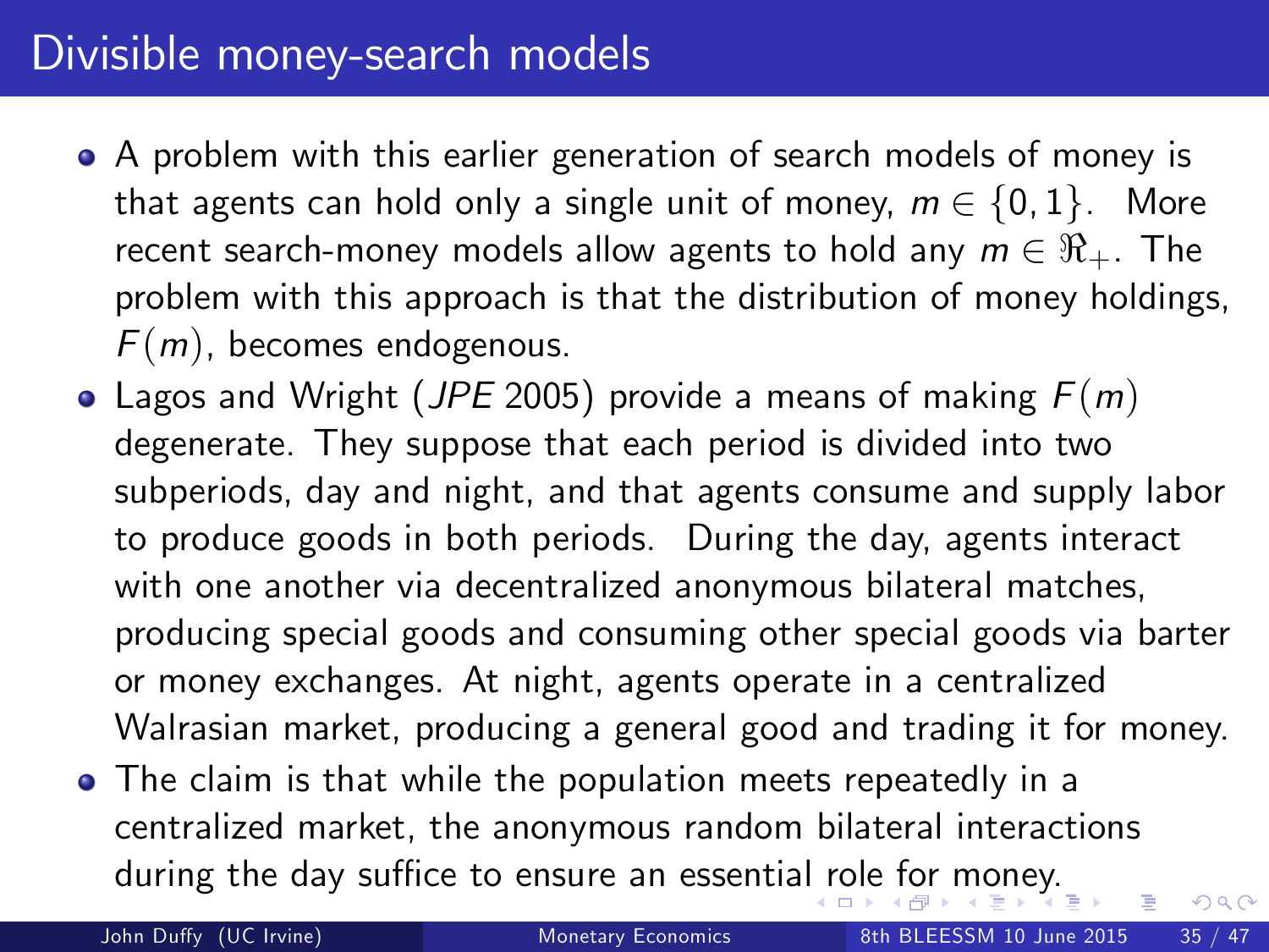# Divisible money-search models

- A problem with this earlier generation of search models of money is that agents can hold only a single unit of money, $m \in \{0, 1\}$. More recent search-money models allow agents to hold any $m \in \Re_{+}$. The problem with this approach is that the distribution of money holdings, $F(m)$, becomes endogenous.
- Lagos and Wright (*JPE* 2005) provide a means of making $F(m)$ degenerate. They suppose that each period is divided into two subperiods, day and night, and that agents consume and supply labor to produce goods in both periods. During the day, agents interact with one another via decentralized anonymous bilateral matches, producing special goods and consuming other special goods via barter or money exchanges. At night, agents operate in a centralized Walrasian market, producing a general good and trading it for money.
- The claim is that while the population meets repeatedly in a centralized market, the anonymous random bilateral interactions during the day suffice to ensure an essential role for money.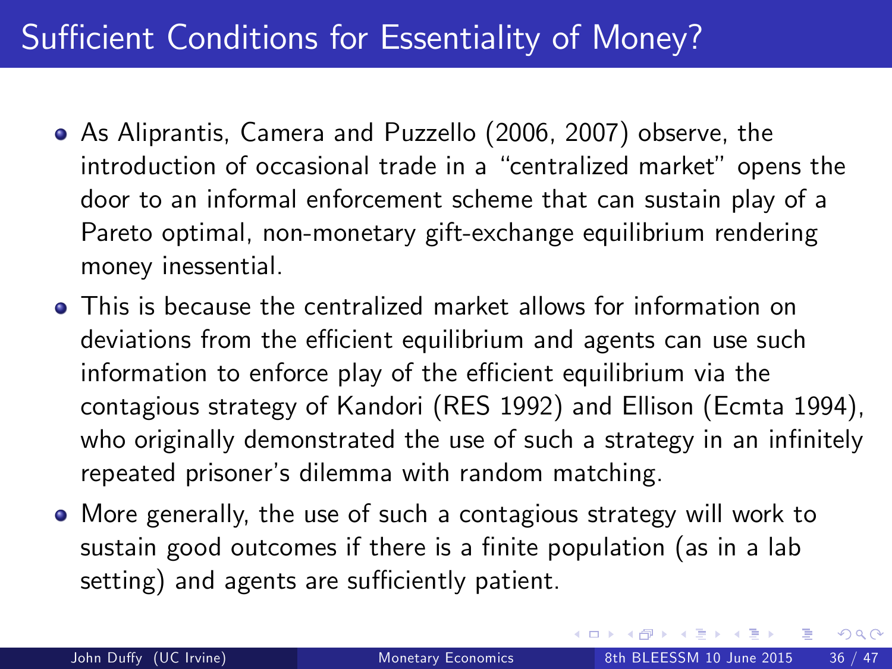# Sufficient Conditions for Essentiality of Money?

- As Aliprantis, Camera and Puzzello (2006, 2007) observe, the introduction of occasional trade in a "centralized market" opens the door to an informal enforcement scheme that can sustain play of a Pareto optimal, non-monetary gift-exchange equilibrium rendering money inessential.
- This is because the centralized market allows for information on deviations from the efficient equilibrium and agents can use such information to enforce play of the efficient equilibrium via the contagious strategy of Kandori (RES 1992) and Ellison (Ecmta 1994), who originally demonstrated the use of such a strategy in an infinitely repeated prisoner's dilemma with random matching.
- More generally, the use of such a contagious strategy will work to sustain good outcomes if there is a finite population (as in a lab setting) and agents are sufficiently patient.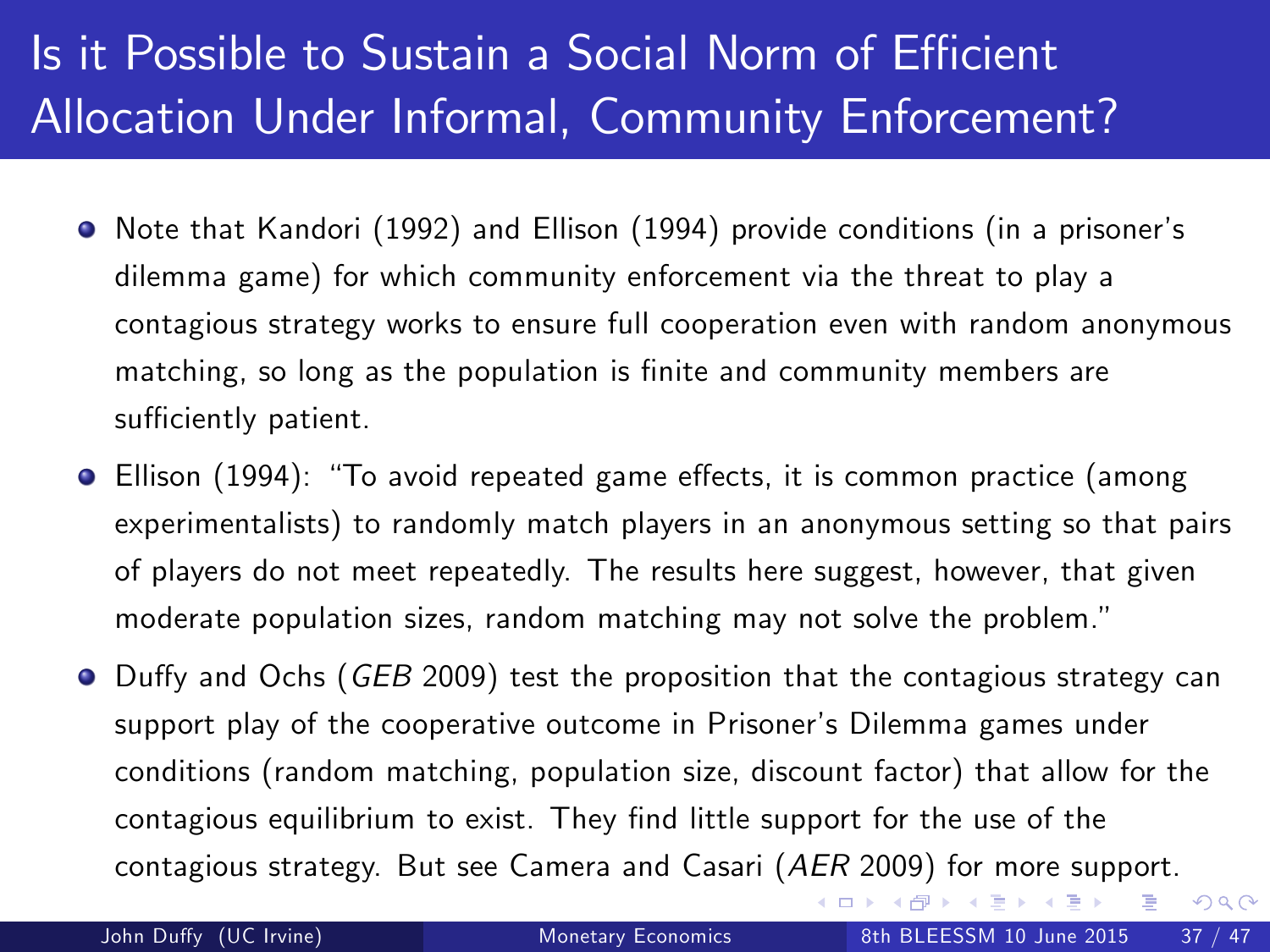# Is it Possible to Sustain a Social Norm of Efficient Allocation Under Informal, Community Enforcement?

- Note that Kandori (1992) and Ellison (1994) provide conditions (in a prisoner's dilemma game) for which community enforcement via the threat to play a contagious strategy works to ensure full cooperation even with random anonymous matching, so long as the population is finite and community members are sufficiently patient.
- Ellison (1994): "To avoid repeated game effects, it is common practice (among experimentalists) to randomly match players in an anonymous setting so that pairs of players do not meet repeatedly. The results here suggest, however, that given moderate population sizes, random matching may not solve the problem."
- Duffy and Ochs (*GEB* 2009) test the proposition that the contagious strategy can support play of the cooperative outcome in Prisoner's Dilemma games under conditions (random matching, population size, discount factor) that allow for the contagious equilibrium to exist. They find little support for the use of the contagious strategy. But see Camera and Casari (*AER* 2009) for more support.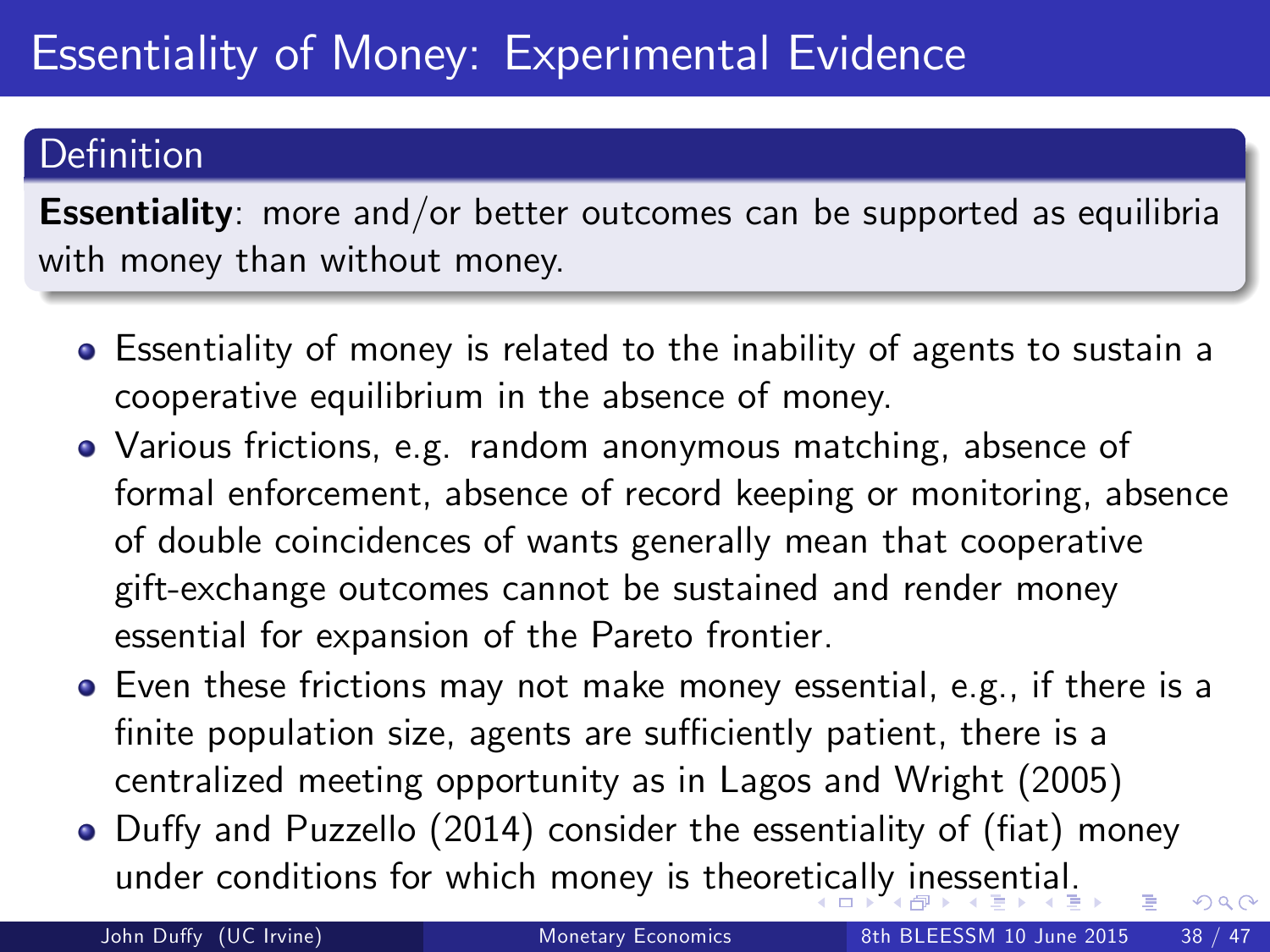# Essentiality of Money: Experimental Evidence

**Definition**

**Essentiality**: more and/or better outcomes can be supported as equilibria with money than without money.

- Essentiality of money is related to the inability of agents to sustain a cooperative equilibrium in the absence of money.
- Various frictions, e.g. random anonymous matching, absence of formal enforcement, absence of record keeping or monitoring, absence of double coincidences of wants generally mean that cooperative gift-exchange outcomes cannot be sustained and render money essential for expansion of the Pareto frontier.
- Even these frictions may not make money essential, e.g., if there is a finite population size, agents are sufficiently patient, there is a centralized meeting opportunity as in Lagos and Wright (2005)
- Duffy and Puzzello (2014) consider the essentiality of (fiat) money under conditions for which money is theoretically inessential.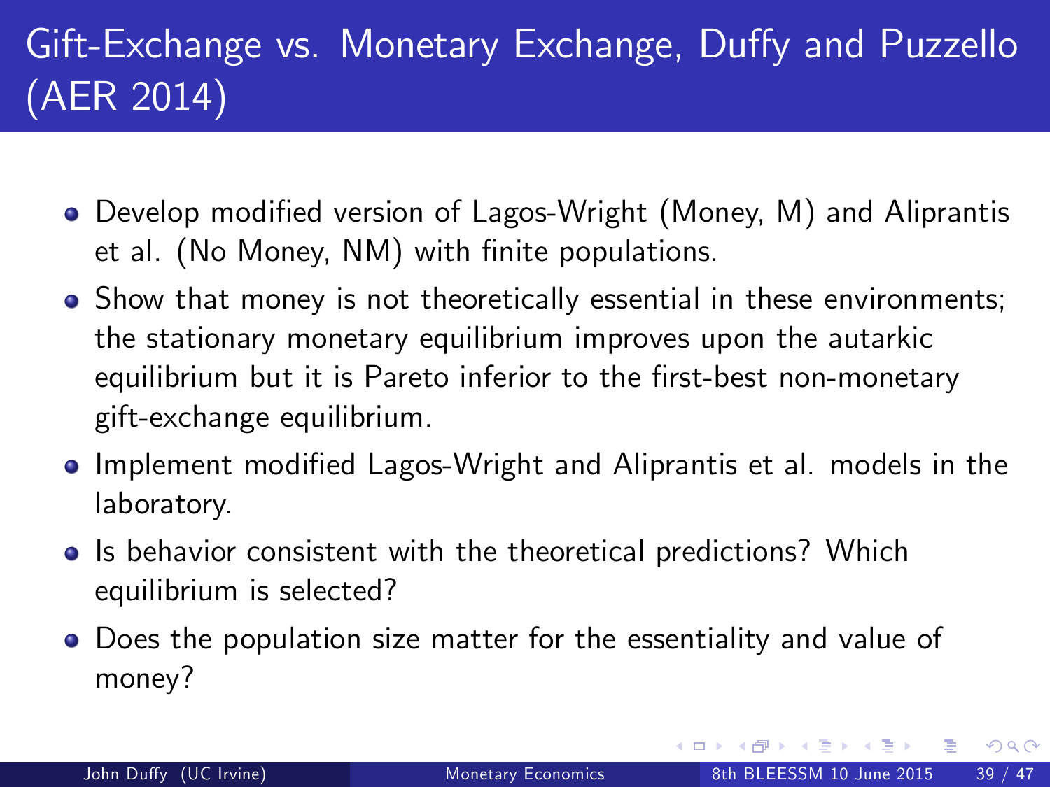# Gift-Exchange vs. Monetary Exchange, Duffy and Puzzello (AER 2014)

- Develop modified version of Lagos-Wright (Money, M) and Aliprantis et al. (No Money, NM) with finite populations.
- Show that money is not theoretically essential in these environments; the stationary monetary equilibrium improves upon the autarkic equilibrium but it is Pareto inferior to the first-best non-monetary gift-exchange equilibrium.
- Implement modified Lagos-Wright and Aliprantis et al. models in the laboratory.
- Is behavior consistent with the theoretical predictions? Which equilibrium is selected?
- Does the population size matter for the essentiality and value of money?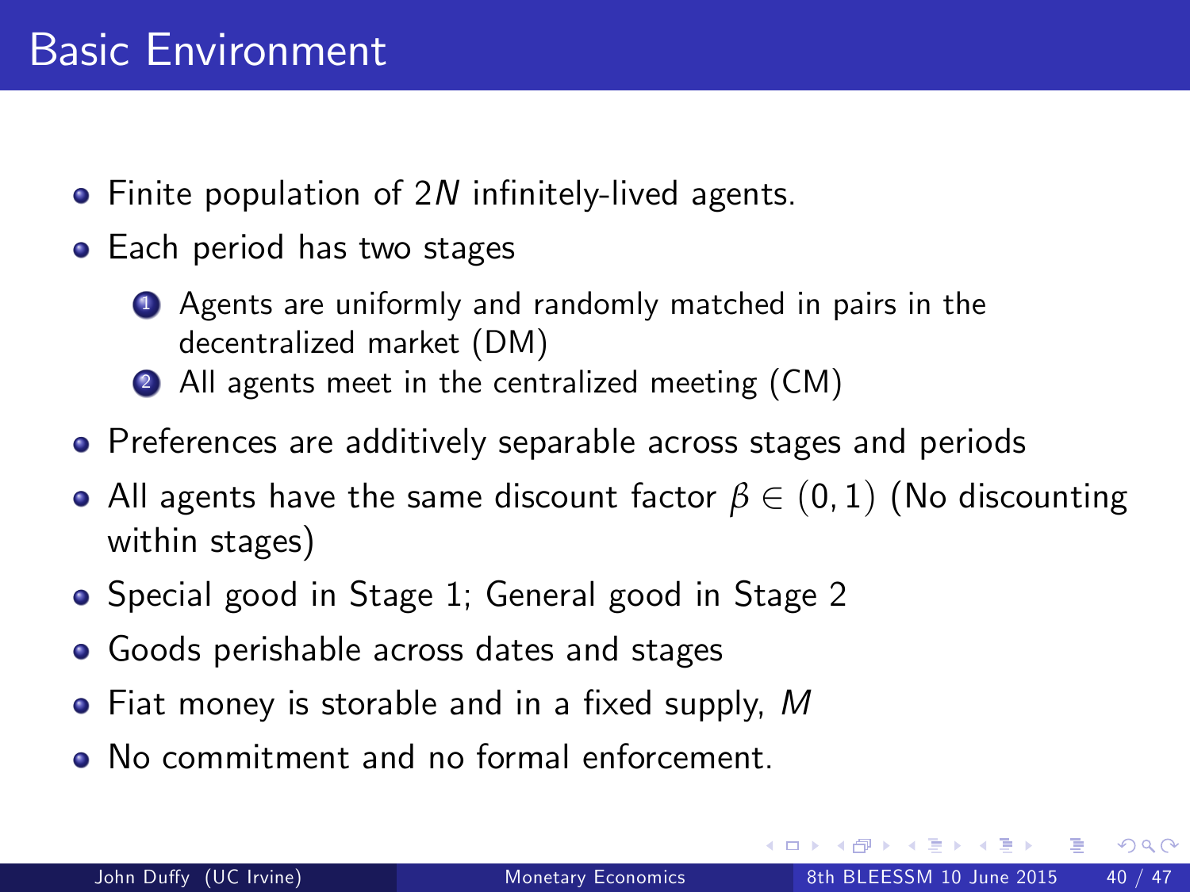# Basic Environment

- Finite population of $2N$ infinitely-lived agents.
- Each period has two stages
  1. Agents are uniformly and randomly matched in pairs in the decentralized market (DM)
  2. All agents meet in the centralized meeting (CM)
- Preferences are additively separable across stages and periods
- All agents have the same discount factor $\beta \in (0, 1)$ (No discounting within stages)
- Special good in Stage 1; General good in Stage 2
- Goods perishable across dates and stages
- Fiat money is storable and in a fixed supply, $M$
- No commitment and no formal enforcement.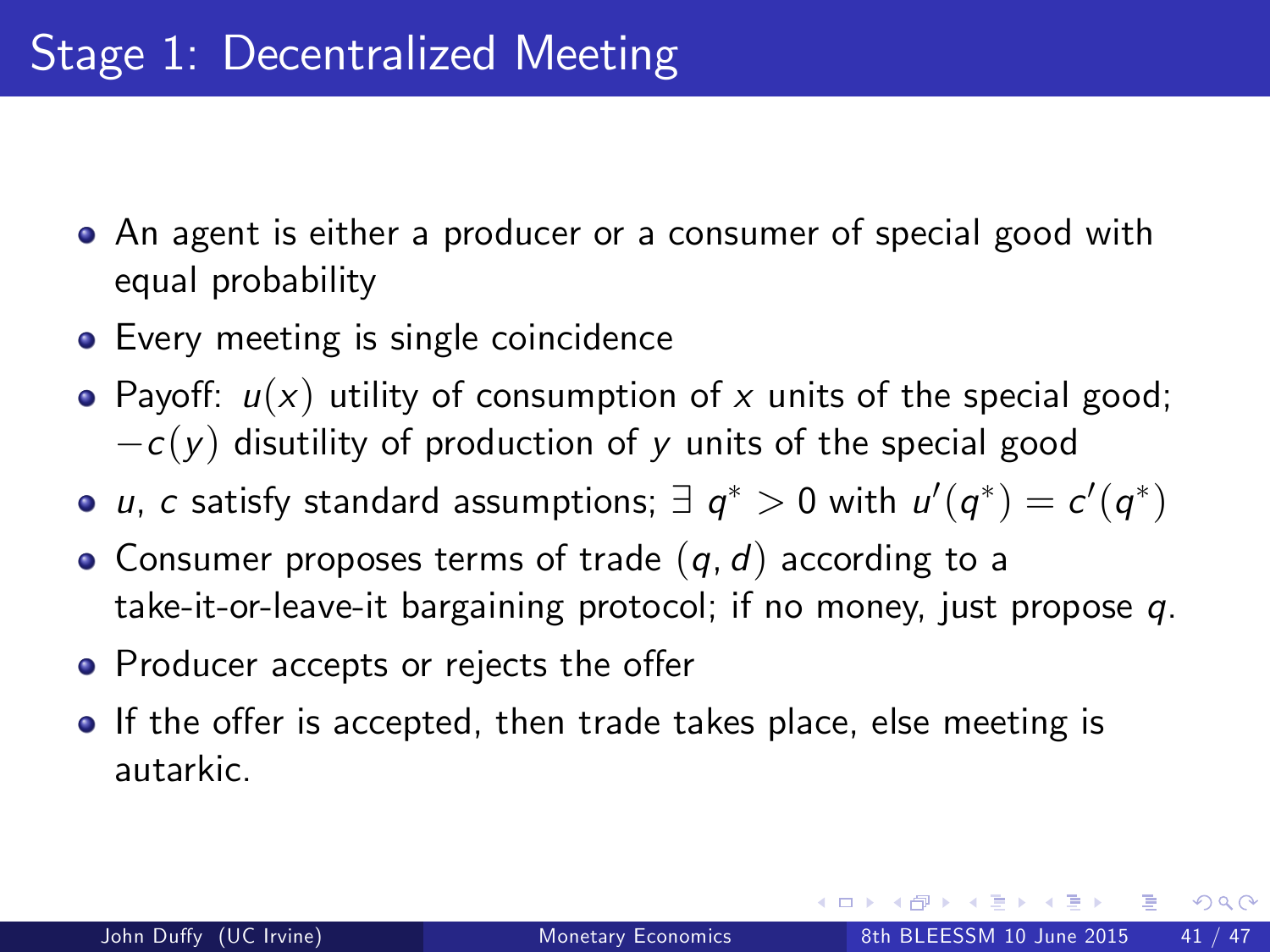# Stage 1: Decentralized Meeting

- An agent is either a producer or a consumer of special good with equal probability
- Every meeting is single coincidence
- Payoff: $u(x)$ utility of consumption of $x$ units of the special good; $-c(y)$ disutility of production of $y$ units of the special good
- $u$, $c$ satisfy standard assumptions; $\exists\ q^* > 0$ with $u'(q^*) = c'(q^*)$
- Consumer proposes terms of trade $(q, d)$ according to a take-it-or-leave-it bargaining protocol; if no money, just propose $q$.
- Producer accepts or rejects the offer
- If the offer is accepted, then trade takes place, else meeting is autarkic.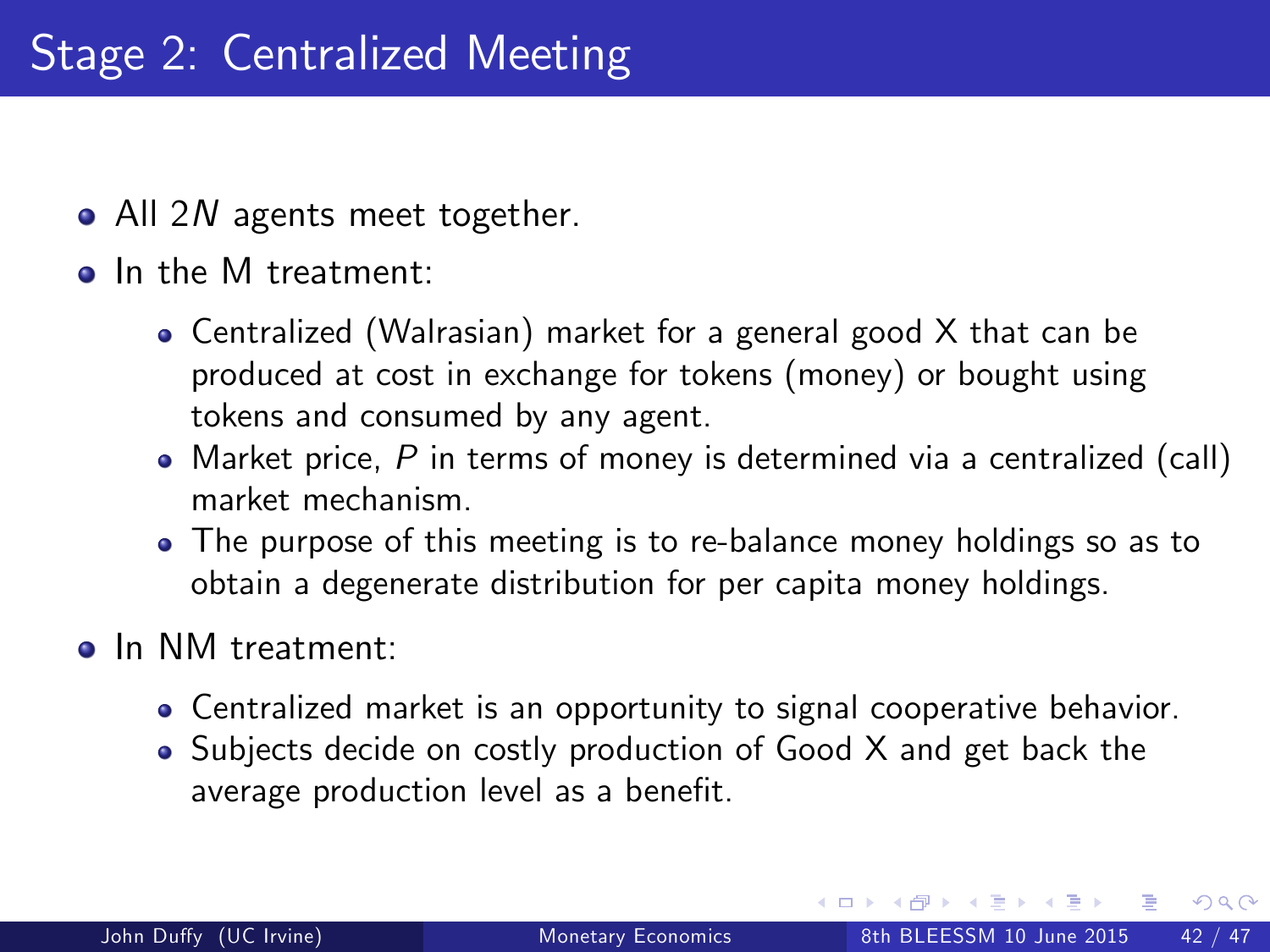# Stage 2: Centralized Meeting

- All $2N$ agents meet together.
- In the M treatment:
  - Centralized (Walrasian) market for a general good X that can be produced at cost in exchange for tokens (money) or bought using tokens and consumed by any agent.
  - Market price, $P$ in terms of money is determined via a centralized (call) market mechanism.
  - The purpose of this meeting is to re-balance money holdings so as to obtain a degenerate distribution for per capita money holdings.
- In NM treatment:
  - Centralized market is an opportunity to signal cooperative behavior.
  - Subjects decide on costly production of Good X and get back the average production level as a benefit.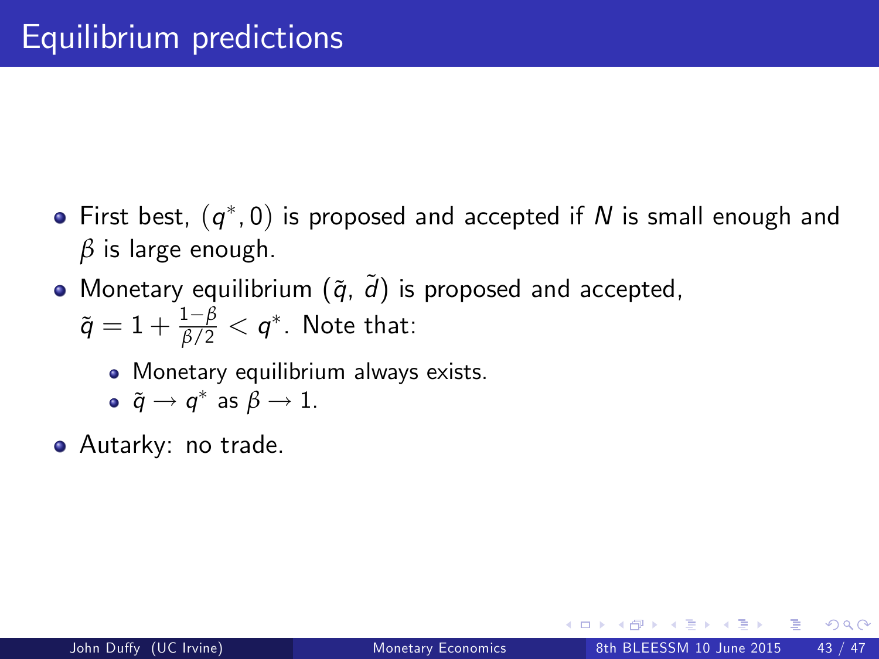# Equilibrium predictions

- First best, $(q^*, 0)$ is proposed and accepted if $N$ is small enough and $\beta$ is large enough.
- Monetary equilibrium $(\tilde{q}, \tilde{d})$ is proposed and accepted, $\tilde{q} = 1 + \frac{1-\beta}{\beta/2} < q^*$. Note that:
  - Monetary equilibrium always exists.
  - $\tilde{q} \rightarrow q^*$ as $\beta \rightarrow 1$.
- Autarky: no trade.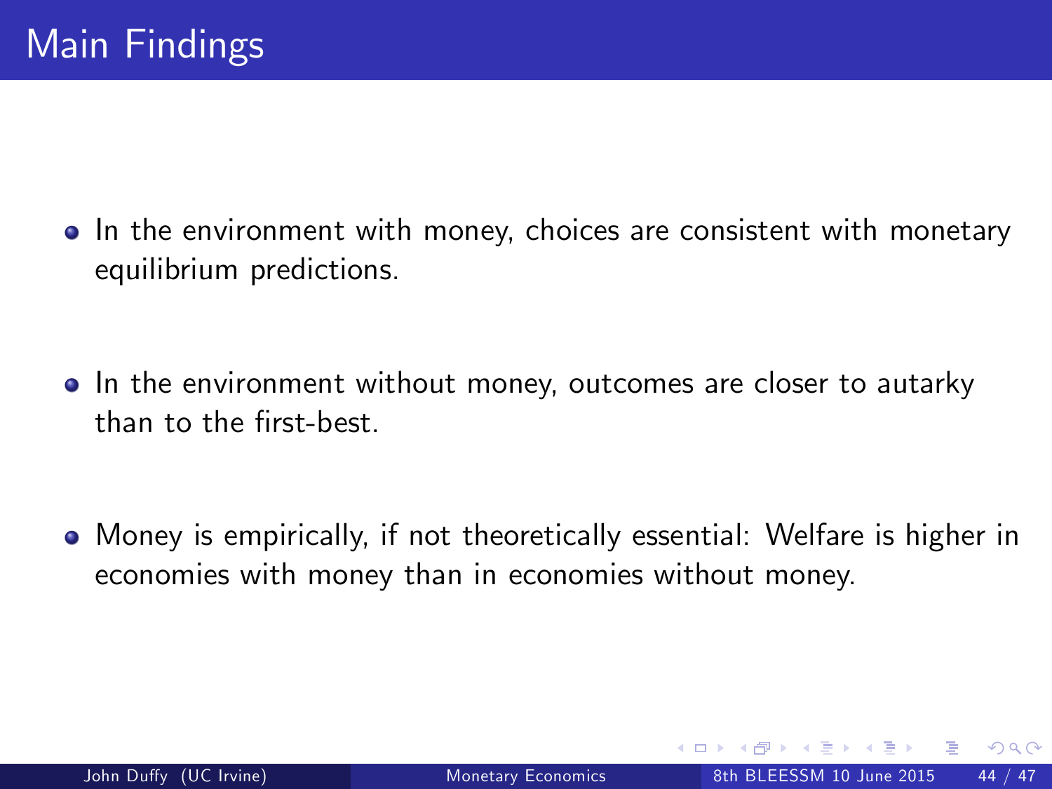# Main Findings

- In the environment with money, choices are consistent with monetary equilibrium predictions.
- In the environment without money, outcomes are closer to autarky than to the first-best.
- Money is empirically, if not theoretically essential: Welfare is higher in economies with money than in economies without money.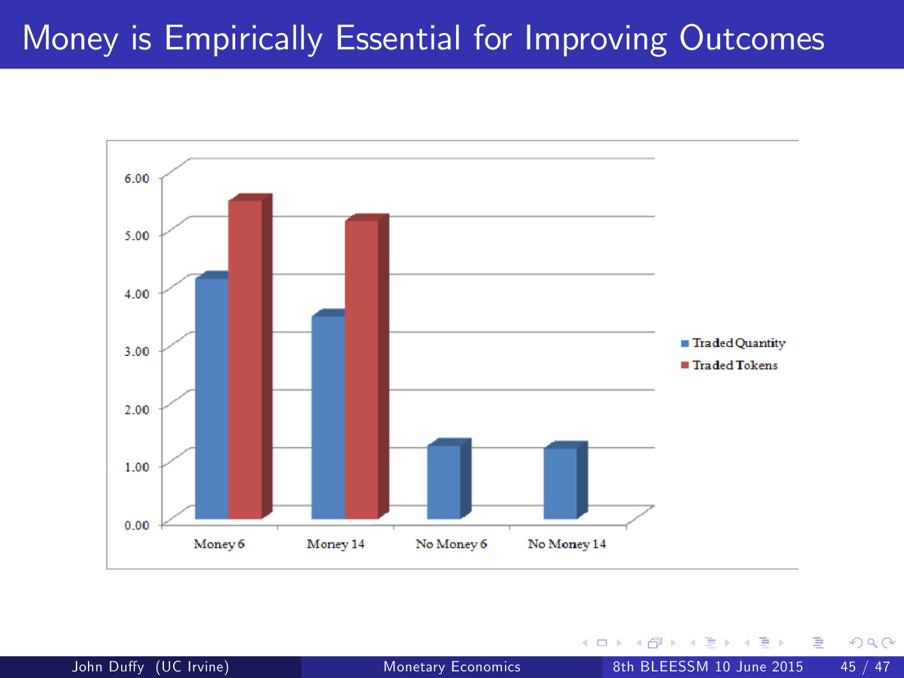# Money is Empirically Essential for Improving Outcomes

| | Traded Quantity | Traded Tokens |
|---|---|---|
| Money 6 | 4.15 | 5.50 |
| Money 14 | 3.50 | 5.15 |
| No Money 6 | 1.27 | |
| No Money 14 | 1.22 | |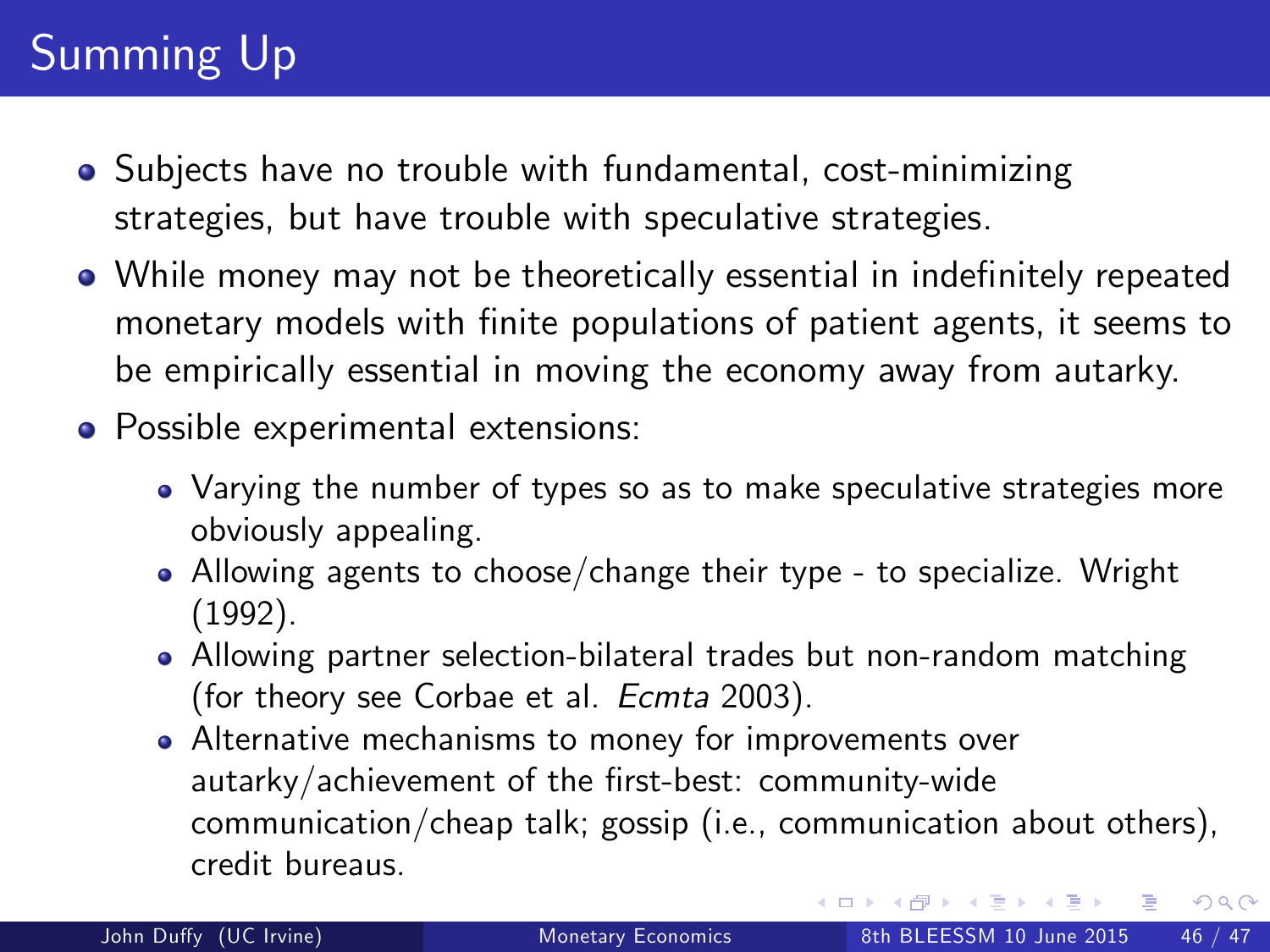# Summing Up

- Subjects have no trouble with fundamental, cost-minimizing strategies, but have trouble with speculative strategies.
- While money may not be theoretically essential in indefinitely repeated monetary models with finite populations of patient agents, it seems to be empirically essential in moving the economy away from autarky.
- Possible experimental extensions:
  - Varying the number of types so as to make speculative strategies more obviously appealing.
  - Allowing agents to choose/change their type - to specialize. Wright (1992).
  - Allowing partner selection-bilateral trades but non-random matching (for theory see Corbae et al. *Ecmta* 2003).
  - Alternative mechanisms to money for improvements over autarky/achievement of the first-best: community-wide communication/cheap talk; gossip (i.e., communication about others), credit bureaus.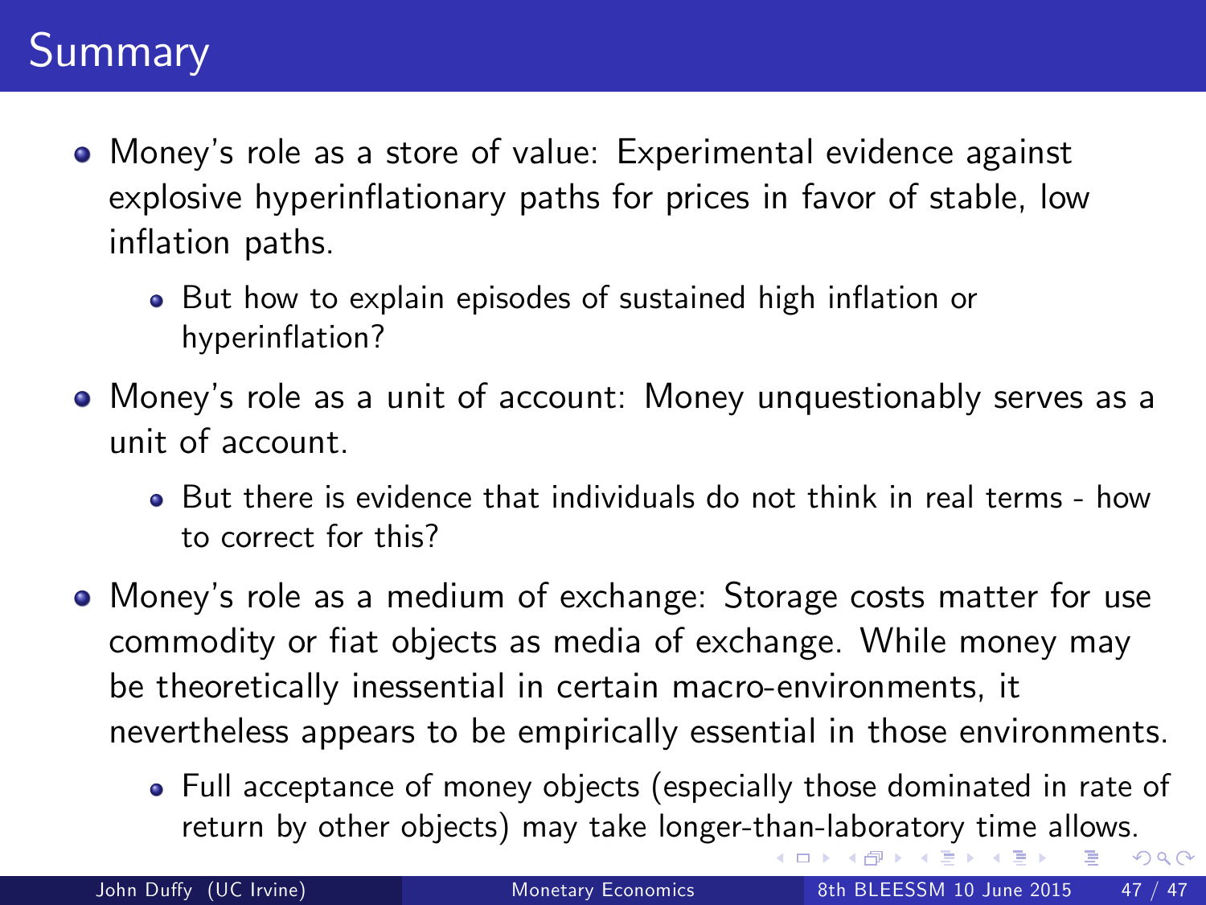# Summary

- Money's role as a store of value: Experimental evidence against explosive hyperinflationary paths for prices in favor of stable, low inflation paths.
  - But how to explain episodes of sustained high inflation or hyperinflation?
- Money's role as a unit of account: Money unquestionably serves as a unit of account.
  - But there is evidence that individuals do not think in real terms - how to correct for this?
- Money's role as a medium of exchange: Storage costs matter for use commodity or fiat objects as media of exchange. While money may be theoretically inessential in certain macro-environments, it nevertheless appears to be empirically essential in those environments.
  - Full acceptance of money objects (especially those dominated in rate of return by other objects) may take longer-than-laboratory time allows.